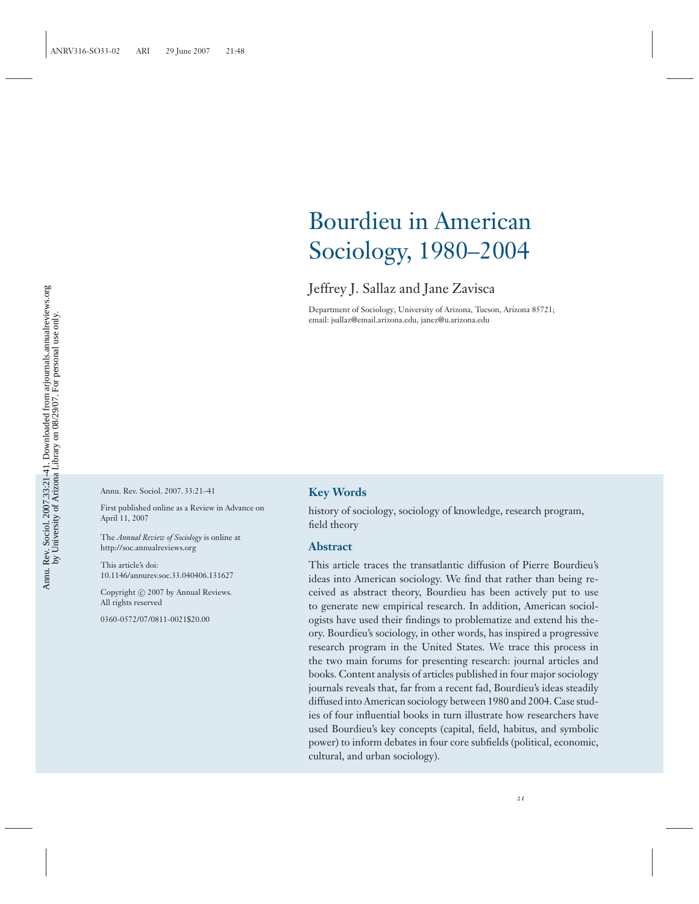# Bourdieu in American Sociology, 1980–2004

Jeffrey J. Sallaz and Jane Zavisca

Department of Sociology, University of Arizona, Tucson, Arizona 85721; email: jsallaz@email.arizona.edu, janez@u.arizona.edu

Annu. Rev. Sociol. 2007. 33:21–41

First published online as a Review in Advance on April 11, 2007

The *Annual Review of Sociology* is online at http://soc.annualreviews.org

This article's doi: 10.1146/annurev.soc.33.040406.131627

Copyright © 2007 by Annual Reviews. All rights reserved

0360-0572/07/0811-0021$20.00

## Key Words

history of sociology, sociology of knowledge, research program, field theory

## Abstract

This article traces the transatlantic diffusion of Pierre Bourdieu's ideas into American sociology. We find that rather than being received as abstract theory, Bourdieu has been actively put to use to generate new empirical research. In addition, American sociologists have used their findings to problematize and extend his theory. Bourdieu's sociology, in other words, has inspired a progressive research program in the United States. We trace this process in the two main forums for presenting research: journal articles and books. Content analysis of articles published in four major sociology journals reveals that, far from a recent fad, Bourdieu's ideas steadily diffused into American sociology between 1980 and 2004. Case studies of four influential books in turn illustrate how researchers have used Bourdieu's key concepts (capital, field, habitus, and symbolic power) to inform debates in four core subfields (political, economic, cultural, and urban sociology).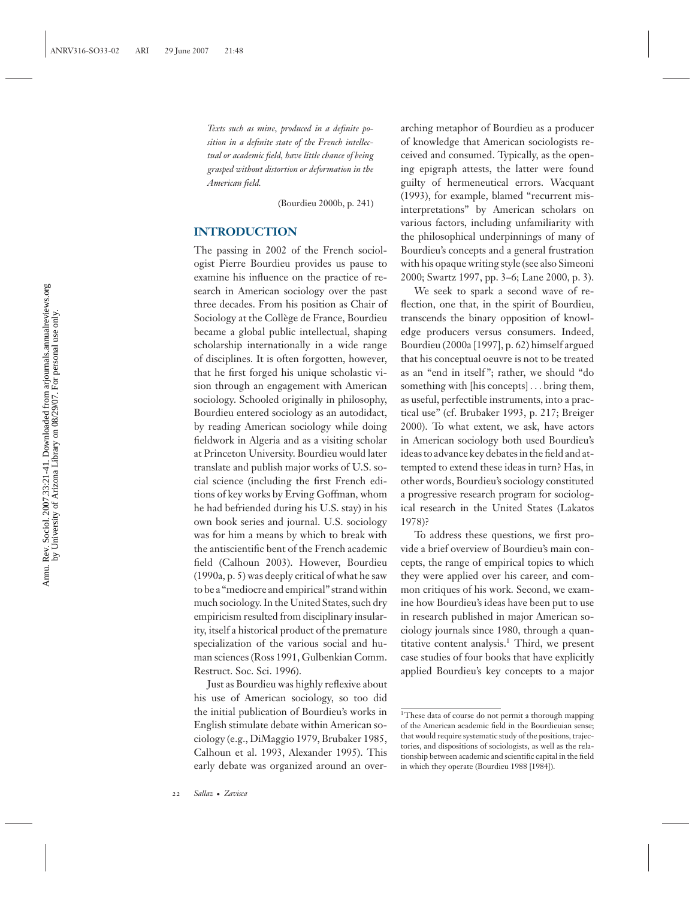*Texts such as mine, produced in a definite position in a definite state of the French intellectual or academic field, have little chance of being grasped without distortion or deformation in the American field.*

(Bourdieu 2000b, p. 241)

## INTRODUCTION

The passing in 2002 of the French sociologist Pierre Bourdieu provides us pause to examine his influence on the practice of research in American sociology over the past three decades. From his position as Chair of Sociology at the Collège de France, Bourdieu became a global public intellectual, shaping scholarship internationally in a wide range of disciplines. It is often forgotten, however, that he first forged his unique scholastic vision through an engagement with American sociology. Schooled originally in philosophy, Bourdieu entered sociology as an autodidact, by reading American sociology while doing fieldwork in Algeria and as a visiting scholar at Princeton University. Bourdieu would later translate and publish major works of U.S. social science (including the first French editions of key works by Erving Goffman, whom he had befriended during his U.S. stay) in his own book series and journal. U.S. sociology was for him a means by which to break with the antiscientific bent of the French academic field (Calhoun 2003). However, Bourdieu (1990a, p. 5) was deeply critical of what he saw to be a "mediocre and empirical" strand within much sociology. In the United States, such dry empiricism resulted from disciplinary insularity, itself a historical product of the premature specialization of the various social and human sciences (Ross 1991, Gulbenkian Comm. Restruct. Soc. Sci. 1996).

Just as Bourdieu was highly reflexive about his use of American sociology, so too did the initial publication of Bourdieu's works in English stimulate debate within American sociology (e.g., DiMaggio 1979, Brubaker 1985, Calhoun et al. 1993, Alexander 1995). This early debate was organized around an overarching metaphor of Bourdieu as a producer of knowledge that American sociologists received and consumed. Typically, as the opening epigraph attests, the latter were found guilty of hermeneutical errors. Wacquant (1993), for example, blamed "recurrent misinterpretations" by American scholars on various factors, including unfamiliarity with the philosophical underpinnings of many of Bourdieu's concepts and a general frustration with his opaque writing style (see also Simeoni 2000; Swartz 1997, pp. 3–6; Lane 2000, p. 3).

We seek to spark a second wave of reflection, one that, in the spirit of Bourdieu, transcends the binary opposition of knowledge producers versus consumers. Indeed, Bourdieu (2000a [1997], p. 62) himself argued that his conceptual oeuvre is not to be treated as an "end in itself"; rather, we should "do something with [his concepts] . . . bring them, as useful, perfectible instruments, into a practical use" (cf. Brubaker 1993, p. 217; Breiger 2000). To what extent, we ask, have actors in American sociology both used Bourdieu's ideas to advance key debates in the field and attempted to extend these ideas in turn? Has, in other words, Bourdieu's sociology constituted a progressive research program for sociological research in the United States (Lakatos 1978)?

To address these questions, we first provide a brief overview of Bourdieu's main concepts, the range of empirical topics to which they were applied over his career, and common critiques of his work. Second, we examine how Bourdieu's ideas have been put to use in research published in major American sociology journals since 1980, through a quantitative content analysis.[1] Third, we present case studies of four books that have explicitly applied Bourdieu's key concepts to a major

[1] These data of course do not permit a thorough mapping of the American academic field in the Bourdieuian sense; that would require systematic study of the positions, trajectories, and dispositions of sociologists, as well as the relationship between academic and scientific capital in the field in which they operate (Bourdieu 1988 [1984]).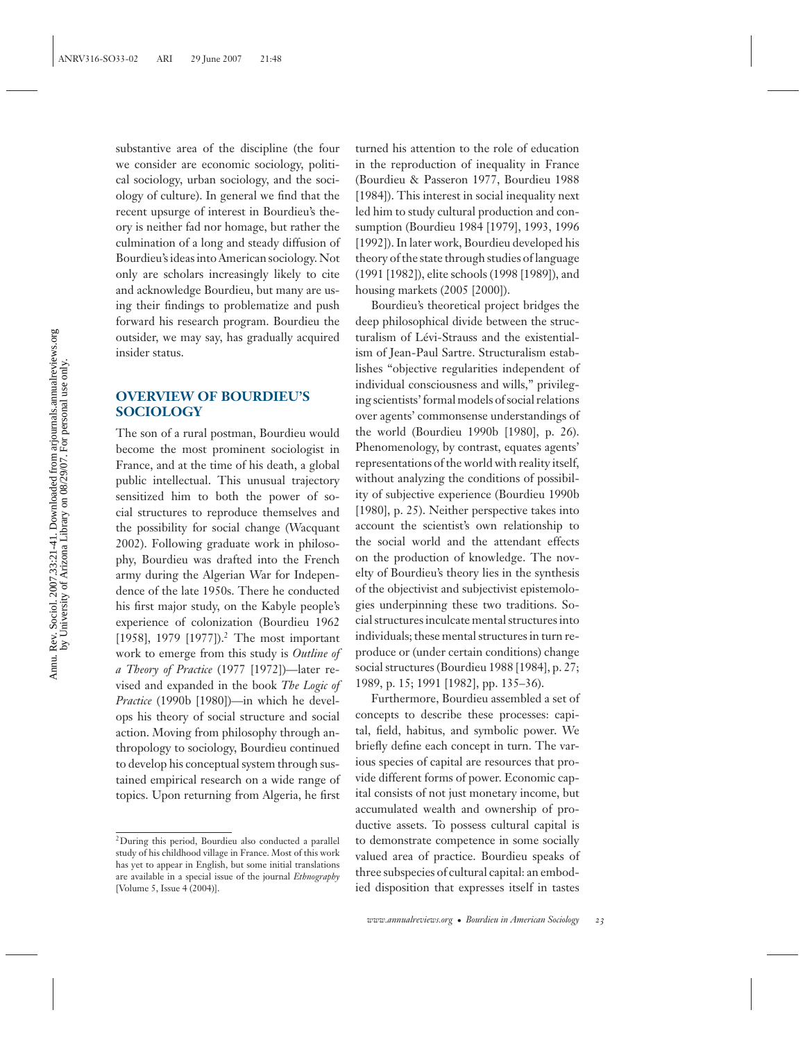substantive area of the discipline (the four we consider are economic sociology, political sociology, urban sociology, and the sociology of culture). In general we find that the recent upsurge of interest in Bourdieu's theory is neither fad nor homage, but rather the culmination of a long and steady diffusion of Bourdieu's ideas into American sociology. Not only are scholars increasingly likely to cite and acknowledge Bourdieu, but many are using their findings to problematize and push forward his research program. Bourdieu the outsider, we may say, has gradually acquired insider status.

## OVERVIEW OF BOURDIEU'S SOCIOLOGY

The son of a rural postman, Bourdieu would become the most prominent sociologist in France, and at the time of his death, a global public intellectual. This unusual trajectory sensitized him to both the power of social structures to reproduce themselves and the possibility for social change (Wacquant 2002). Following graduate work in philosophy, Bourdieu was drafted into the French army during the Algerian War for Independence of the late 1950s. There he conducted his first major study, on the Kabyle people's experience of colonization (Bourdieu 1962 [1958], 1979 [1977]).[2] The most important work to emerge from this study is *Outline of a Theory of Practice* (1977 [1972])—later revised and expanded in the book *The Logic of Practice* (1990b [1980])—in which he develops his theory of social structure and social action. Moving from philosophy through anthropology to sociology, Bourdieu continued to develop his conceptual system through sustained empirical research on a wide range of topics. Upon returning from Algeria, he first turned his attention to the role of education in the reproduction of inequality in France (Bourdieu & Passeron 1977, Bourdieu 1988 [1984]). This interest in social inequality next led him to study cultural production and consumption (Bourdieu 1984 [1979], 1993, 1996 [1992]). In later work, Bourdieu developed his theory of the state through studies of language (1991 [1982]), elite schools (1998 [1989]), and housing markets (2005 [2000]).

Bourdieu's theoretical project bridges the deep philosophical divide between the structuralism of Lévi-Strauss and the existentialism of Jean-Paul Sartre. Structuralism establishes "objective regularities independent of individual consciousness and wills," privileging scientists' formal models of social relations over agents' commonsense understandings of the world (Bourdieu 1990b [1980], p. 26). Phenomenology, by contrast, equates agents' representations of the world with reality itself, without analyzing the conditions of possibility of subjective experience (Bourdieu 1990b [1980], p. 25). Neither perspective takes into account the scientist's own relationship to the social world and the attendant effects on the production of knowledge. The novelty of Bourdieu's theory lies in the synthesis of the objectivist and subjectivist epistemologies underpinning these two traditions. Social structures inculcate mental structures into individuals; these mental structures in turn reproduce or (under certain conditions) change social structures (Bourdieu 1988 [1984], p. 27; 1989, p. 15; 1991 [1982], pp. 135–36).

Furthermore, Bourdieu assembled a set of concepts to describe these processes: capital, field, habitus, and symbolic power. We briefly define each concept in turn. The various species of capital are resources that provide different forms of power. Economic capital consists of not just monetary income, but accumulated wealth and ownership of productive assets. To possess cultural capital is to demonstrate competence in some socially valued area of practice. Bourdieu speaks of three subspecies of cultural capital: an embodied disposition that expresses itself in tastes

[2] During this period, Bourdieu also conducted a parallel study of his childhood village in France. Most of this work has yet to appear in English, but some initial translations are available in a special issue of the journal *Ethnography* [Volume 5, Issue 4 (2004)].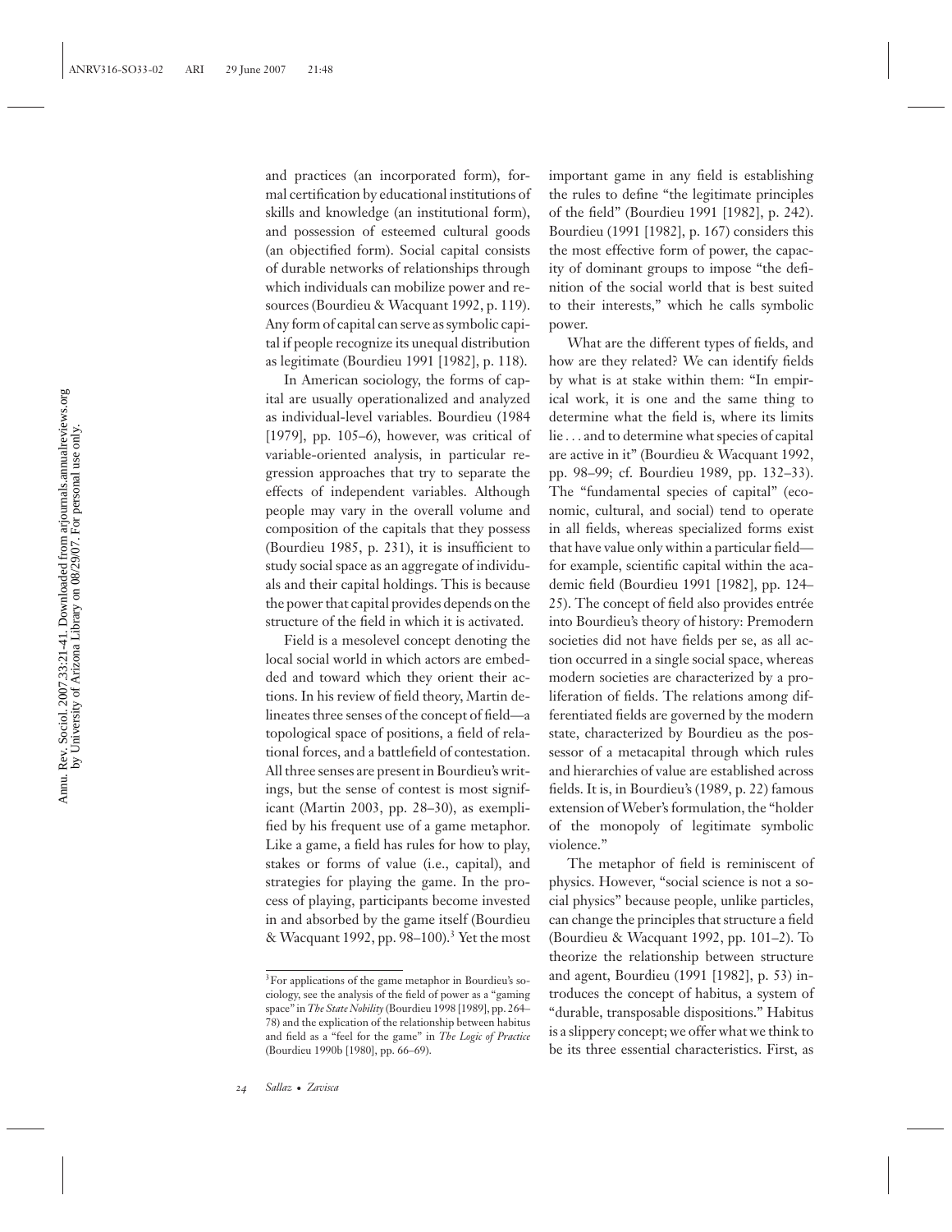and practices (an incorporated form), formal certification by educational institutions of skills and knowledge (an institutional form), and possession of esteemed cultural goods (an objectified form). Social capital consists of durable networks of relationships through which individuals can mobilize power and resources (Bourdieu & Wacquant 1992, p. 119). Any form of capital can serve as symbolic capital if people recognize its unequal distribution as legitimate (Bourdieu 1991 [1982], p. 118).

In American sociology, the forms of capital are usually operationalized and analyzed as individual-level variables. Bourdieu (1984 [1979], pp. 105–6), however, was critical of variable-oriented analysis, in particular regression approaches that try to separate the effects of independent variables. Although people may vary in the overall volume and composition of the capitals that they possess (Bourdieu 1985, p. 231), it is insufficient to study social space as an aggregate of individuals and their capital holdings. This is because the power that capital provides depends on the structure of the field in which it is activated.

Field is a mesolevel concept denoting the local social world in which actors are embedded and toward which they orient their actions. In his review of field theory, Martin delineates three senses of the concept of field—a topological space of positions, a field of relational forces, and a battlefield of contestation. All three senses are present in Bourdieu's writings, but the sense of contest is most significant (Martin 2003, pp. 28–30), as exemplified by his frequent use of a game metaphor. Like a game, a field has rules for how to play, stakes or forms of value (i.e., capital), and strategies for playing the game. In the process of playing, participants become invested in and absorbed by the game itself (Bourdieu & Wacquant 1992, pp. 98–100).[3] Yet the most important game in any field is establishing the rules to define "the legitimate principles of the field" (Bourdieu 1991 [1982], p. 242). Bourdieu (1991 [1982], p. 167) considers this the most effective form of power, the capacity of dominant groups to impose "the definition of the social world that is best suited to their interests," which he calls symbolic power.

What are the different types of fields, and how are they related? We can identify fields by what is at stake within them: "In empirical work, it is one and the same thing to determine what the field is, where its limits lie . . . and to determine what species of capital are active in it" (Bourdieu & Wacquant 1992, pp. 98–99; cf. Bourdieu 1989, pp. 132–33). The "fundamental species of capital" (economic, cultural, and social) tend to operate in all fields, whereas specialized forms exist that have value only within a particular field—for example, scientific capital within the academic field (Bourdieu 1991 [1982], pp. 124–25). The concept of field also provides entrée into Bourdieu's theory of history: Premodern societies did not have fields per se, as all action occurred in a single social space, whereas modern societies are characterized by a proliferation of fields. The relations among differentiated fields are governed by the modern state, characterized by Bourdieu as the possessor of a metacapital through which rules and hierarchies of value are established across fields. It is, in Bourdieu's (1989, p. 22) famous extension of Weber's formulation, the "holder of the monopoly of legitimate symbolic violence."

The metaphor of field is reminiscent of physics. However, "social science is not a social physics" because people, unlike particles, can change the principles that structure a field (Bourdieu & Wacquant 1992, pp. 101–2). To theorize the relationship between structure and agent, Bourdieu (1991 [1982], p. 53) introduces the concept of habitus, a system of "durable, transposable dispositions." Habitus is a slippery concept; we offer what we think to be its three essential characteristics. First, as

[3] For applications of the game metaphor in Bourdieu's sociology, see the analysis of the field of power as a "gaming space" in *The State Nobility* (Bourdieu 1998 [1989], pp. 264–78) and the explication of the relationship between habitus and field as a "feel for the game" in *The Logic of Practice* (Bourdieu 1990b [1980], pp. 66–69).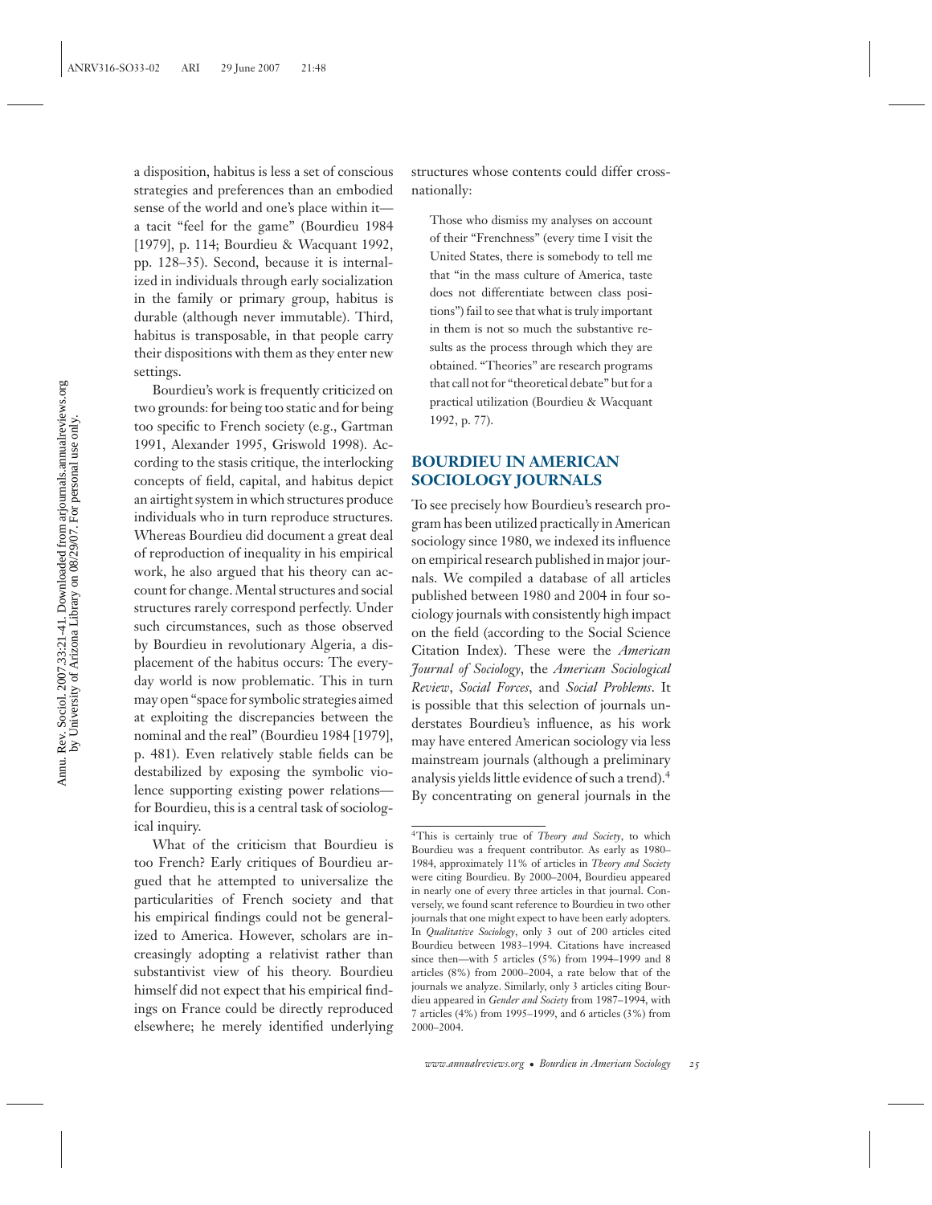a disposition, habitus is less a set of conscious strategies and preferences than an embodied sense of the world and one's place within it—a tacit "feel for the game" (Bourdieu 1984 [1979], p. 114; Bourdieu & Wacquant 1992, pp. 128–35). Second, because it is internalized in individuals through early socialization in the family or primary group, habitus is durable (although never immutable). Third, habitus is transposable, in that people carry their dispositions with them as they enter new settings.

Bourdieu's work is frequently criticized on two grounds: for being too static and for being too specific to French society (e.g., Gartman 1991, Alexander 1995, Griswold 1998). According to the stasis critique, the interlocking concepts of field, capital, and habitus depict an airtight system in which structures produce individuals who in turn reproduce structures. Whereas Bourdieu did document a great deal of reproduction of inequality in his empirical work, he also argued that his theory can account for change. Mental structures and social structures rarely correspond perfectly. Under such circumstances, such as those observed by Bourdieu in revolutionary Algeria, a displacement of the habitus occurs: The everyday world is now problematic. This in turn may open "space for symbolic strategies aimed at exploiting the discrepancies between the nominal and the real" (Bourdieu 1984 [1979], p. 481). Even relatively stable fields can be destabilized by exposing the symbolic violence supporting existing power relations—for Bourdieu, this is a central task of sociological inquiry.

What of the criticism that Bourdieu is too French? Early critiques of Bourdieu argued that he attempted to universalize the particularities of French society and that his empirical findings could not be generalized to America. However, scholars are increasingly adopting a relativist rather than substantivist view of his theory. Bourdieu himself did not expect that his empirical findings on France could be directly reproduced elsewhere; he merely identified underlying structures whose contents could differ cross-nationally:

> Those who dismiss my analyses on account of their "Frenchness" (every time I visit the United States, there is somebody to tell me that "in the mass culture of America, taste does not differentiate between class positions") fail to see that what is truly important in them is not so much the substantive results as the process through which they are obtained. "Theories" are research programs that call not for "theoretical debate" but for a practical utilization (Bourdieu & Wacquant 1992, p. 77).

## BOURDIEU IN AMERICAN SOCIOLOGY JOURNALS

To see precisely how Bourdieu's research program has been utilized practically in American sociology since 1980, we indexed its influence on empirical research published in major journals. We compiled a database of all articles published between 1980 and 2004 in four sociology journals with consistently high impact on the field (according to the Social Science Citation Index). These were the *American Journal of Sociology*, the *American Sociological Review*, *Social Forces*, and *Social Problems*. It is possible that this selection of journals understates Bourdieu's influence, as his work may have entered American sociology via less mainstream journals (although a preliminary analysis yields little evidence of such a trend).[4] By concentrating on general journals in the

[4]This is certainly true of *Theory and Society*, to which Bourdieu was a frequent contributor. As early as 1980–1984, approximately 11% of articles in *Theory and Society* were citing Bourdieu. By 2000–2004, Bourdieu appeared in nearly one of every three articles in that journal. Conversely, we found scant reference to Bourdieu in two other journals that one might expect to have been early adopters. In *Qualitative Sociology*, only 3 out of 200 articles cited Bourdieu between 1983–1994. Citations have increased since then—with 5 articles (5%) from 1994–1999 and 8 articles (8%) from 2000–2004, a rate below that of the journals we analyze. Similarly, only 3 articles citing Bourdieu appeared in *Gender and Society* from 1987–1994, with 7 articles (4%) from 1995–1999, and 6 articles (3%) from 2000–2004.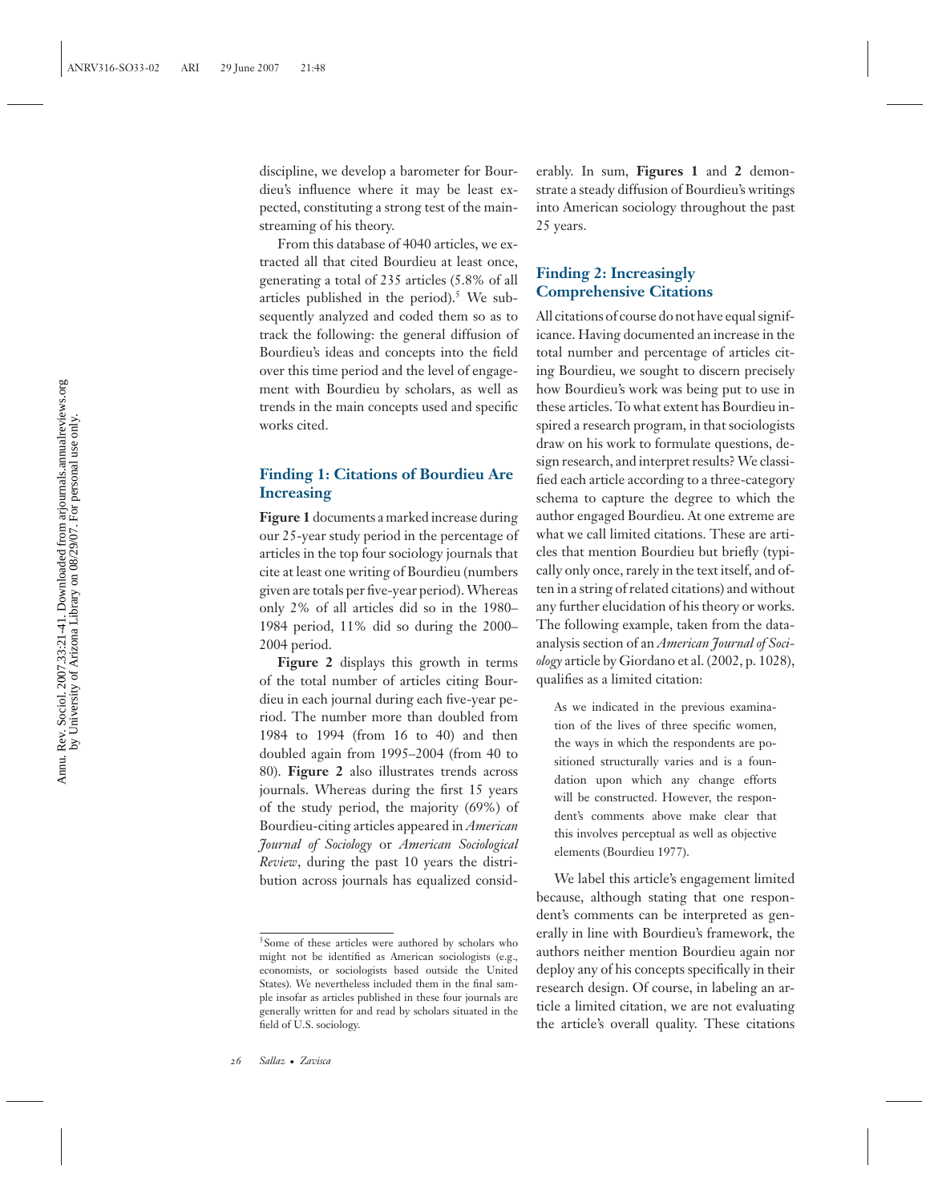discipline, we develop a barometer for Bourdieu's influence where it may be least expected, constituting a strong test of the mainstreaming of his theory.

From this database of 4040 articles, we extracted all that cited Bourdieu at least once, generating a total of 235 articles (5.8% of all articles published in the period).[5] We subsequently analyzed and coded them so as to track the following: the general diffusion of Bourdieu's ideas and concepts into the field over this time period and the level of engagement with Bourdieu by scholars, as well as trends in the main concepts used and specific works cited.

### Finding 1: Citations of Bourdieu Are Increasing

**Figure 1** documents a marked increase during our 25-year study period in the percentage of articles in the top four sociology journals that cite at least one writing of Bourdieu (numbers given are totals per five-year period). Whereas only 2% of all articles did so in the 1980–1984 period, 11% did so during the 2000–2004 period.

**Figure 2** displays this growth in terms of the total number of articles citing Bourdieu in each journal during each five-year period. The number more than doubled from 1984 to 1994 (from 16 to 40) and then doubled again from 1995–2004 (from 40 to 80). **Figure 2** also illustrates trends across journals. Whereas during the first 15 years of the study period, the majority (69%) of Bourdieu-citing articles appeared in *American Journal of Sociology* or *American Sociological Review*, during the past 10 years the distribution across journals has equalized considerably. In sum, **Figures 1** and **2** demonstrate a steady diffusion of Bourdieu's writings into American sociology throughout the past 25 years.

### Finding 2: Increasingly Comprehensive Citations

All citations of course do not have equal significance. Having documented an increase in the total number and percentage of articles citing Bourdieu, we sought to discern precisely how Bourdieu's work was being put to use in these articles. To what extent has Bourdieu inspired a research program, in that sociologists draw on his work to formulate questions, design research, and interpret results? We classified each article according to a three-category schema to capture the degree to which the author engaged Bourdieu. At one extreme are what we call limited citations. These are articles that mention Bourdieu but briefly (typically only once, rarely in the text itself, and often in a string of related citations) and without any further elucidation of his theory or works. The following example, taken from the data-analysis section of an *American Journal of Sociology* article by Giordano et al. (2002, p. 1028), qualifies as a limited citation:

> As we indicated in the previous examination of the lives of three specific women, the ways in which the respondents are positioned structurally varies and is a foundation upon which any change efforts will be constructed. However, the respondent's comments above make clear that this involves perceptual as well as objective elements (Bourdieu 1977).

We label this article's engagement limited because, although stating that one respondent's comments can be interpreted as generally in line with Bourdieu's framework, the authors neither mention Bourdieu again nor deploy any of his concepts specifically in their research design. Of course, in labeling an article a limited citation, we are not evaluating the article's overall quality. These citations

---

[5] Some of these articles were authored by scholars who might not be identified as American sociologists (e.g., economists, or sociologists based outside the United States). We nevertheless included them in the final sample insofar as articles published in these four journals are generally written for and read by scholars situated in the field of U.S. sociology.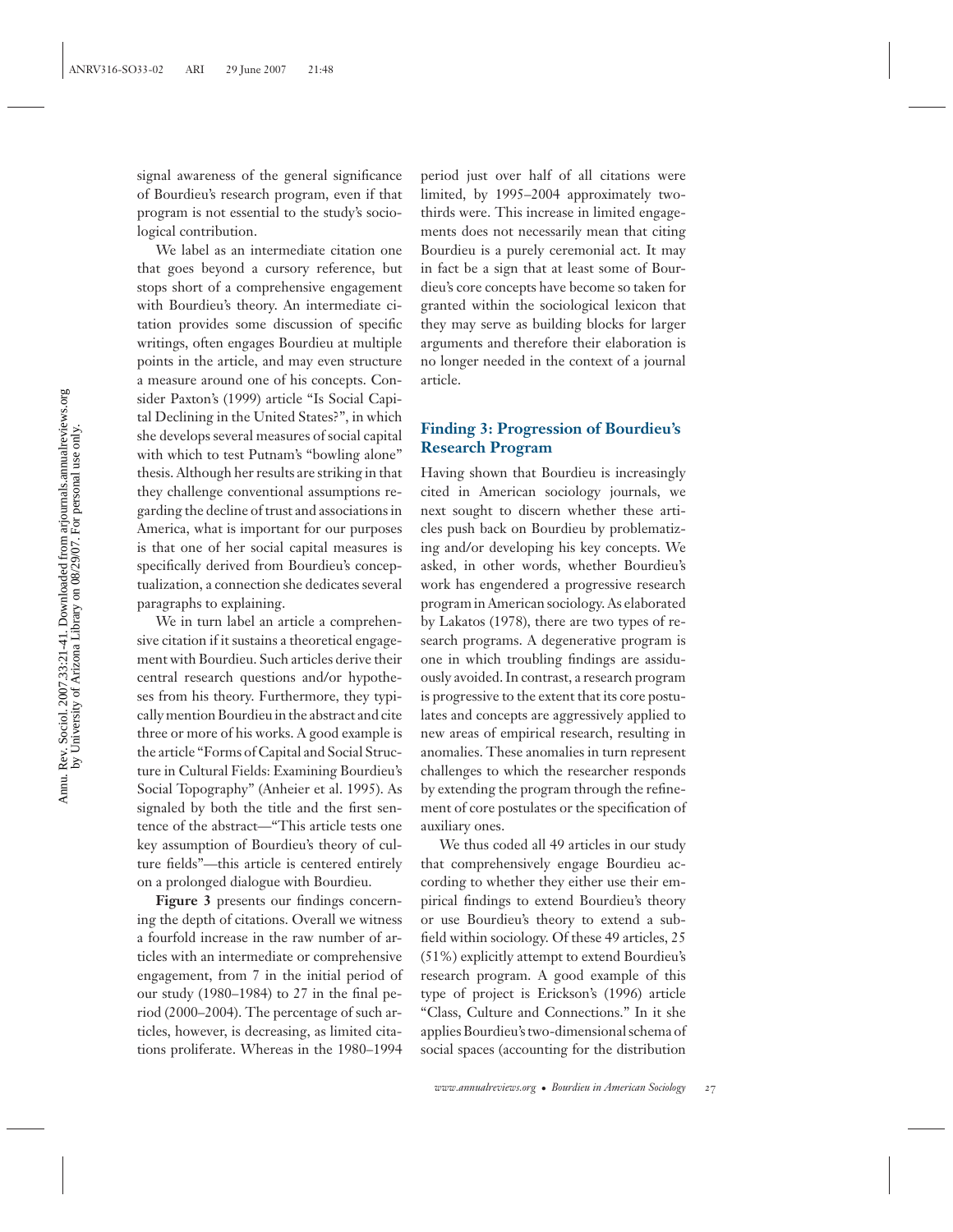signal awareness of the general significance of Bourdieu's research program, even if that program is not essential to the study's sociological contribution.

We label as an intermediate citation one that goes beyond a cursory reference, but stops short of a comprehensive engagement with Bourdieu's theory. An intermediate citation provides some discussion of specific writings, often engages Bourdieu at multiple points in the article, and may even structure a measure around one of his concepts. Consider Paxton's (1999) article "Is Social Capital Declining in the United States?", in which she develops several measures of social capital with which to test Putnam's "bowling alone" thesis. Although her results are striking in that they challenge conventional assumptions regarding the decline of trust and associations in America, what is important for our purposes is that one of her social capital measures is specifically derived from Bourdieu's conceptualization, a connection she dedicates several paragraphs to explaining.

We in turn label an article a comprehensive citation if it sustains a theoretical engagement with Bourdieu. Such articles derive their central research questions and/or hypotheses from his theory. Furthermore, they typically mention Bourdieu in the abstract and cite three or more of his works. A good example is the article "Forms of Capital and Social Structure in Cultural Fields: Examining Bourdieu's Social Topography" (Anheier et al. 1995). As signaled by both the title and the first sentence of the abstract—"This article tests one key assumption of Bourdieu's theory of culture fields"—this article is centered entirely on a prolonged dialogue with Bourdieu.

**Figure 3** presents our findings concerning the depth of citations. Overall we witness a fourfold increase in the raw number of articles with an intermediate or comprehensive engagement, from 7 in the initial period of our study (1980–1984) to 27 in the final period (2000–2004). The percentage of such articles, however, is decreasing, as limited citations proliferate. Whereas in the 1980–1994 period just over half of all citations were limited, by 1995–2004 approximately two-thirds were. This increase in limited engagements does not necessarily mean that citing Bourdieu is a purely ceremonial act. It may in fact be a sign that at least some of Bourdieu's core concepts have become so taken for granted within the sociological lexicon that they may serve as building blocks for larger arguments and therefore their elaboration is no longer needed in the context of a journal article.

## Finding 3: Progression of Bourdieu's Research Program

Having shown that Bourdieu is increasingly cited in American sociology journals, we next sought to discern whether these articles push back on Bourdieu by problematizing and/or developing his key concepts. We asked, in other words, whether Bourdieu's work has engendered a progressive research program in American sociology. As elaborated by Lakatos (1978), there are two types of research programs. A degenerative program is one in which troubling findings are assiduously avoided. In contrast, a research program is progressive to the extent that its core postulates and concepts are aggressively applied to new areas of empirical research, resulting in anomalies. These anomalies in turn represent challenges to which the researcher responds by extending the program through the refinement of core postulates or the specification of auxiliary ones.

We thus coded all 49 articles in our study that comprehensively engage Bourdieu according to whether they either use their empirical findings to extend Bourdieu's theory or use Bourdieu's theory to extend a subfield within sociology. Of these 49 articles, 25 (51%) explicitly attempt to extend Bourdieu's research program. A good example of this type of project is Erickson's (1996) article "Class, Culture and Connections." In it she applies Bourdieu's two-dimensional schema of social spaces (accounting for the distribution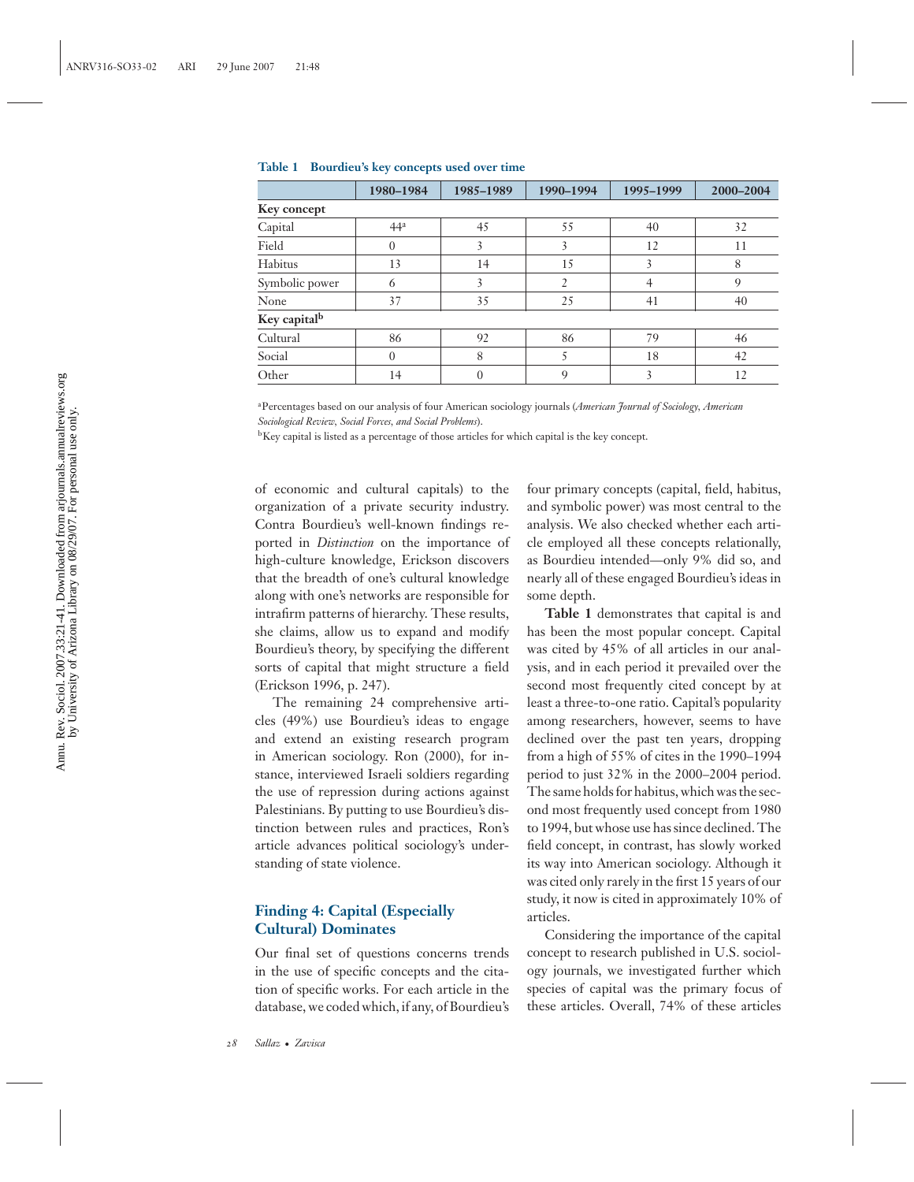**Table 1 Bourdieu's key concepts used over time**

| | 1980–1984 | 1985–1989 | 1990–1994 | 1995–1999 | 2000–2004 |
|---|---|---|---|---|---|
| **Key concept** | | | | | |
| Capital | 44[a] | 45 | 55 | 40 | 32 |
| Field | 0 | 3 | 3 | 12 | 11 |
| Habitus | 13 | 14 | 15 | 3 | 8 |
| Symbolic power | 6 | 3 | 2 | 4 | 9 |
| None | 37 | 35 | 25 | 41 | 40 |
| **Key capital[b]** | | | | | |
| Cultural | 86 | 92 | 86 | 79 | 46 |
| Social | 0 | 8 | 5 | 18 | 42 |
| Other | 14 | 0 | 9 | 3 | 12 |

[a]Percentages based on our analysis of four American sociology journals (*American Journal of Sociology, American Sociological Review, Social Forces, and Social Problems*).

[b]Key capital is listed as a percentage of those articles for which capital is the key concept.

of economic and cultural capitals) to the organization of a private security industry. Contra Bourdieu's well-known findings reported in *Distinction* on the importance of high-culture knowledge, Erickson discovers that the breadth of one's cultural knowledge along with one's networks are responsible for intrafirm patterns of hierarchy. These results, she claims, allow us to expand and modify Bourdieu's theory, by specifying the different sorts of capital that might structure a field (Erickson 1996, p. 247).

The remaining 24 comprehensive articles (49%) use Bourdieu's ideas to engage and extend an existing research program in American sociology. Ron (2000), for instance, interviewed Israeli soldiers regarding the use of repression during actions against Palestinians. By putting to use Bourdieu's distinction between rules and practices, Ron's article advances political sociology's understanding of state violence.

## Finding 4: Capital (Especially Cultural) Dominates

Our final set of questions concerns trends in the use of specific concepts and the citation of specific works. For each article in the database, we coded which, if any, of Bourdieu's four primary concepts (capital, field, habitus, and symbolic power) was most central to the analysis. We also checked whether each article employed all these concepts relationally, as Bourdieu intended—only 9% did so, and nearly all of these engaged Bourdieu's ideas in some depth.

**Table 1** demonstrates that capital is and has been the most popular concept. Capital was cited by 45% of all articles in our analysis, and in each period it prevailed over the second most frequently cited concept by at least a three-to-one ratio. Capital's popularity among researchers, however, seems to have declined over the past ten years, dropping from a high of 55% of cites in the 1990–1994 period to just 32% in the 2000–2004 period. The same holds for habitus, which was the second most frequently used concept from 1980 to 1994, but whose use has since declined. The field concept, in contrast, has slowly worked its way into American sociology. Although it was cited only rarely in the first 15 years of our study, it now is cited in approximately 10% of articles.

Considering the importance of the capital concept to research published in U.S. sociology journals, we investigated further which species of capital was the primary focus of these articles. Overall, 74% of these articles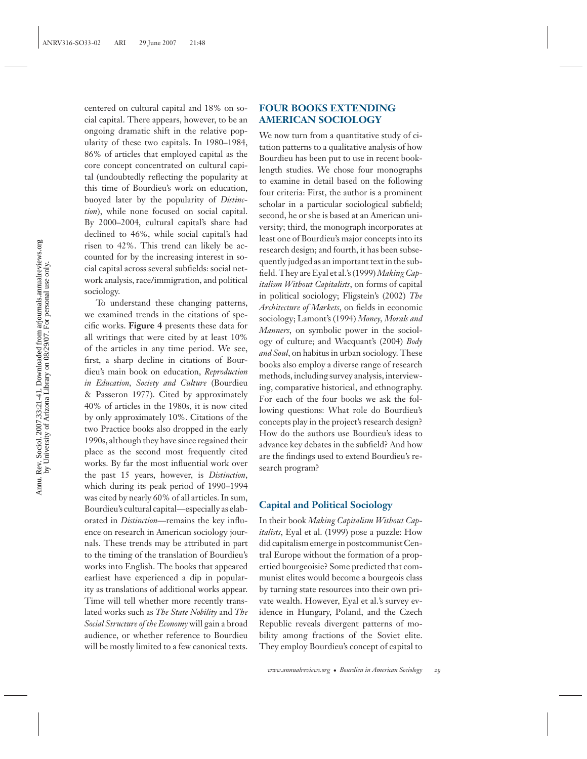centered on cultural capital and 18% on social capital. There appears, however, to be an ongoing dramatic shift in the relative popularity of these two capitals. In 1980–1984, 86% of articles that employed capital as the core concept concentrated on cultural capital (undoubtedly reflecting the popularity at this time of Bourdieu's work on education, buoyed later by the popularity of *Distinction*), while none focused on social capital. By 2000–2004, cultural capital's share had declined to 46%, while social capital's had risen to 42%. This trend can likely be accounted for by the increasing interest in social capital across several subfields: social network analysis, race/immigration, and political sociology.

To understand these changing patterns, we examined trends in the citations of specific works. **Figure 4** presents these data for all writings that were cited by at least 10% of the articles in any time period. We see, first, a sharp decline in citations of Bourdieu's main book on education, *Reproduction in Education, Society and Culture* (Bourdieu & Passeron 1977). Cited by approximately 40% of articles in the 1980s, it is now cited by only approximately 10%. Citations of the two Practice books also dropped in the early 1990s, although they have since regained their place as the second most frequently cited works. By far the most influential work over the past 15 years, however, is *Distinction*, which during its peak period of 1990–1994 was cited by nearly 60% of all articles. In sum, Bourdieu's cultural capital—especially as elaborated in *Distinction*—remains the key influence on research in American sociology journals. These trends may be attributed in part to the timing of the translation of Bourdieu's works into English. The books that appeared earliest have experienced a dip in popularity as translations of additional works appear. Time will tell whether more recently translated works such as *The State Nobility* and *The Social Structure of the Economy* will gain a broad audience, or whether reference to Bourdieu will be mostly limited to a few canonical texts.

## FOUR BOOKS EXTENDING AMERICAN SOCIOLOGY

We now turn from a quantitative study of citation patterns to a qualitative analysis of how Bourdieu has been put to use in recent book-length studies. We chose four monographs to examine in detail based on the following four criteria: First, the author is a prominent scholar in a particular sociological subfield; second, he or she is based at an American university; third, the monograph incorporates at least one of Bourdieu's major concepts into its research design; and fourth, it has been subsequently judged as an important text in the subfield. They are Eyal et al.'s (1999) *Making Capitalism Without Capitalists*, on forms of capital in political sociology; Fligstein's (2002) *The Architecture of Markets*, on fields in economic sociology; Lamont's (1994) *Money, Morals and Manners*, on symbolic power in the sociology of culture; and Wacquant's (2004) *Body and Soul*, on habitus in urban sociology. These books also employ a diverse range of research methods, including survey analysis, interviewing, comparative historical, and ethnography. For each of the four books we ask the following questions: What role do Bourdieu's concepts play in the project's research design? How do the authors use Bourdieu's ideas to advance key debates in the subfield? And how are the findings used to extend Bourdieu's research program?

### Capital and Political Sociology

In their book *Making Capitalism Without Capitalists*, Eyal et al. (1999) pose a puzzle: How did capitalism emerge in postcommunist Central Europe without the formation of a propertied bourgeoisie? Some predicted that communist elites would become a bourgeois class by turning state resources into their own private wealth. However, Eyal et al.'s survey evidence in Hungary, Poland, and the Czech Republic reveals divergent patterns of mobility among fractions of the Soviet elite. They employ Bourdieu's concept of capital to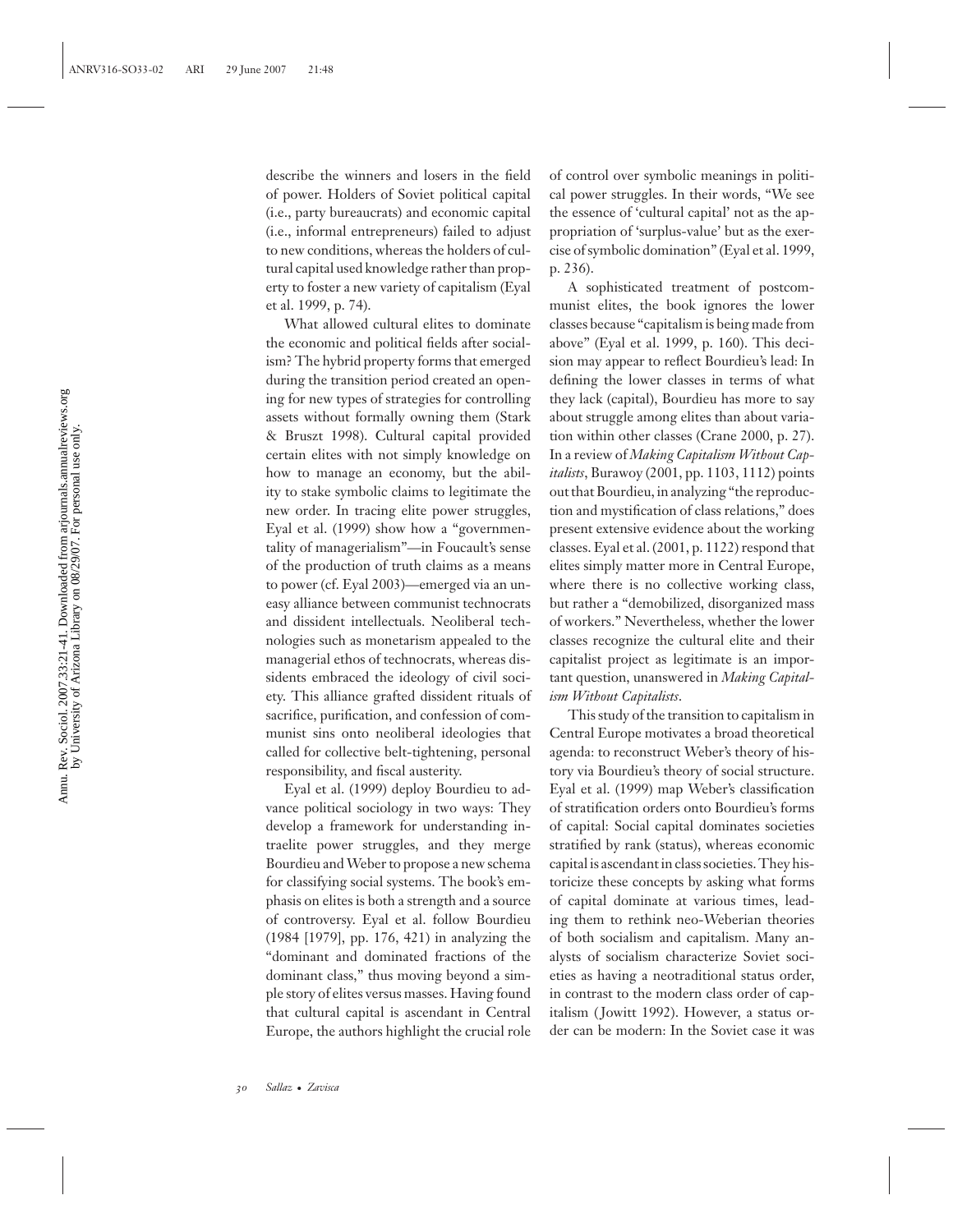describe the winners and losers in the field of power. Holders of Soviet political capital (i.e., party bureaucrats) and economic capital (i.e., informal entrepreneurs) failed to adjust to new conditions, whereas the holders of cultural capital used knowledge rather than property to foster a new variety of capitalism (Eyal et al. 1999, p. 74).

What allowed cultural elites to dominate the economic and political fields after socialism? The hybrid property forms that emerged during the transition period created an opening for new types of strategies for controlling assets without formally owning them (Stark & Bruszt 1998). Cultural capital provided certain elites with not simply knowledge on how to manage an economy, but the ability to stake symbolic claims to legitimate the new order. In tracing elite power struggles, Eyal et al. (1999) show how a "governmentality of managerialism"—in Foucault's sense of the production of truth claims as a means to power (cf. Eyal 2003)—emerged via an uneasy alliance between communist technocrats and dissident intellectuals. Neoliberal technologies such as monetarism appealed to the managerial ethos of technocrats, whereas dissidents embraced the ideology of civil society. This alliance grafted dissident rituals of sacrifice, purification, and confession of communist sins onto neoliberal ideologies that called for collective belt-tightening, personal responsibility, and fiscal austerity.

Eyal et al. (1999) deploy Bourdieu to advance political sociology in two ways: They develop a framework for understanding intraelite power struggles, and they merge Bourdieu and Weber to propose a new schema for classifying social systems. The book's emphasis on elites is both a strength and a source of controversy. Eyal et al. follow Bourdieu (1984 [1979], pp. 176, 421) in analyzing the "dominant and dominated fractions of the dominant class," thus moving beyond a simple story of elites versus masses. Having found that cultural capital is ascendant in Central Europe, the authors highlight the crucial role of control over symbolic meanings in political power struggles. In their words, "We see the essence of 'cultural capital' not as the appropriation of 'surplus-value' but as the exercise of symbolic domination" (Eyal et al. 1999, p. 236).

A sophisticated treatment of postcommunist elites, the book ignores the lower classes because "capitalism is being made from above" (Eyal et al. 1999, p. 160). This decision may appear to reflect Bourdieu's lead: In defining the lower classes in terms of what they lack (capital), Bourdieu has more to say about struggle among elites than about variation within other classes (Crane 2000, p. 27). In a review of *Making Capitalism Without Capitalists*, Burawoy (2001, pp. 1103, 1112) points out that Bourdieu, in analyzing "the reproduction and mystification of class relations," does present extensive evidence about the working classes. Eyal et al. (2001, p. 1122) respond that elites simply matter more in Central Europe, where there is no collective working class, but rather a "demobilized, disorganized mass of workers." Nevertheless, whether the lower classes recognize the cultural elite and their capitalist project as legitimate is an important question, unanswered in *Making Capitalism Without Capitalists*.

This study of the transition to capitalism in Central Europe motivates a broad theoretical agenda: to reconstruct Weber's theory of history via Bourdieu's theory of social structure. Eyal et al. (1999) map Weber's classification of stratification orders onto Bourdieu's forms of capital: Social capital dominates societies stratified by rank (status), whereas economic capital is ascendant in class societies. They historicize these concepts by asking what forms of capital dominate at various times, leading them to rethink neo-Weberian theories of both socialism and capitalism. Many analysts of socialism characterize Soviet societies as having a neotraditional status order, in contrast to the modern class order of capitalism (Jowitt 1992). However, a status order can be modern: In the Soviet case it was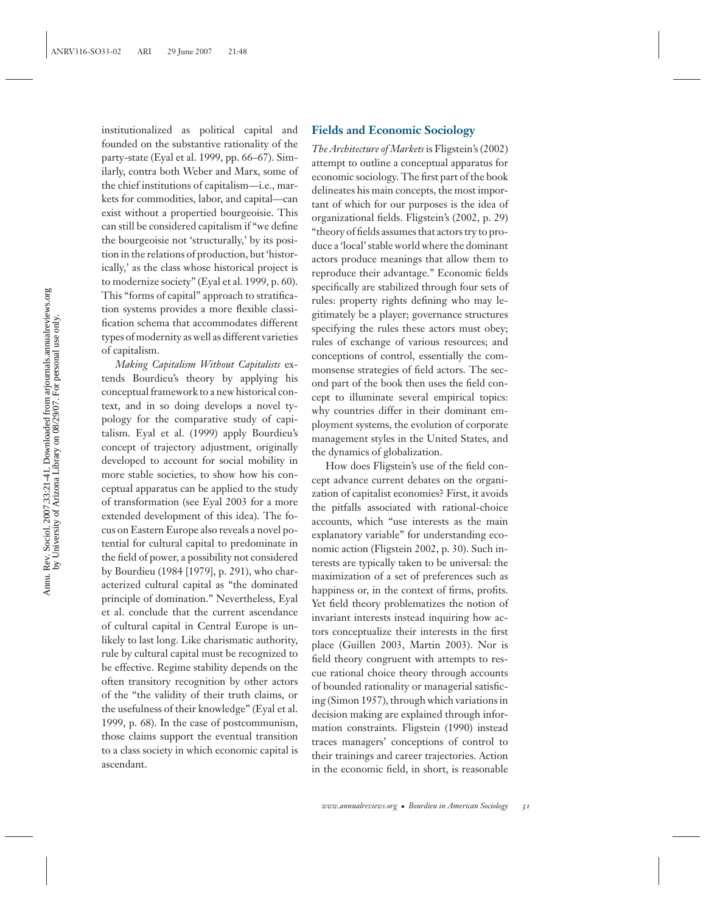institutionalized as political capital and founded on the substantive rationality of the party-state (Eyal et al. 1999, pp. 66–67). Similarly, contra both Weber and Marx, some of the chief institutions of capitalism—i.e., markets for commodities, labor, and capital—can exist without a propertied bourgeoisie. This can still be considered capitalism if "we define the bourgeoisie not 'structurally,' by its position in the relations of production, but 'historically,' as the class whose historical project is to modernize society" (Eyal et al. 1999, p. 60). This "forms of capital" approach to stratification systems provides a more flexible classification schema that accommodates different types of modernity as well as different varieties of capitalism.

*Making Capitalism Without Capitalists* extends Bourdieu's theory by applying his conceptual framework to a new historical context, and in so doing develops a novel typology for the comparative study of capitalism. Eyal et al. (1999) apply Bourdieu's concept of trajectory adjustment, originally developed to account for social mobility in more stable societies, to show how his conceptual apparatus can be applied to the study of transformation (see Eyal 2003 for a more extended development of this idea). The focus on Eastern Europe also reveals a novel potential for cultural capital to predominate in the field of power, a possibility not considered by Bourdieu (1984 [1979], p. 291), who characterized cultural capital as "the dominated principle of domination." Nevertheless, Eyal et al. conclude that the current ascendance of cultural capital in Central Europe is unlikely to last long. Like charismatic authority, rule by cultural capital must be recognized to be effective. Regime stability depends on the often transitory recognition by other actors of the "the validity of their truth claims, or the usefulness of their knowledge" (Eyal et al. 1999, p. 68). In the case of postcommunism, those claims support the eventual transition to a class society in which economic capital is ascendant.

## Fields and Economic Sociology

*The Architecture of Markets* is Fligstein's (2002) attempt to outline a conceptual apparatus for economic sociology. The first part of the book delineates his main concepts, the most important of which for our purposes is the idea of organizational fields. Fligstein's (2002, p. 29) "theory of fields assumes that actors try to produce a 'local' stable world where the dominant actors produce meanings that allow them to reproduce their advantage." Economic fields specifically are stabilized through four sets of rules: property rights defining who may legitimately be a player; governance structures specifying the rules these actors must obey; rules of exchange of various resources; and conceptions of control, essentially the commonsense strategies of field actors. The second part of the book then uses the field concept to illuminate several empirical topics: why countries differ in their dominant employment systems, the evolution of corporate management styles in the United States, and the dynamics of globalization.

How does Fligstein's use of the field concept advance current debates on the organization of capitalist economies? First, it avoids the pitfalls associated with rational-choice accounts, which "use interests as the main explanatory variable" for understanding economic action (Fligstein 2002, p. 30). Such interests are typically taken to be universal: the maximization of a set of preferences such as happiness or, in the context of firms, profits. Yet field theory problematizes the notion of invariant interests instead inquiring how actors conceptualize their interests in the first place (Guillen 2003, Martin 2003). Nor is field theory congruent with attempts to rescue rational choice theory through accounts of bounded rationality or managerial satisficing (Simon 1957), through which variations in decision making are explained through information constraints. Fligstein (1990) instead traces managers' conceptions of control to their trainings and career trajectories. Action in the economic field, in short, is reasonable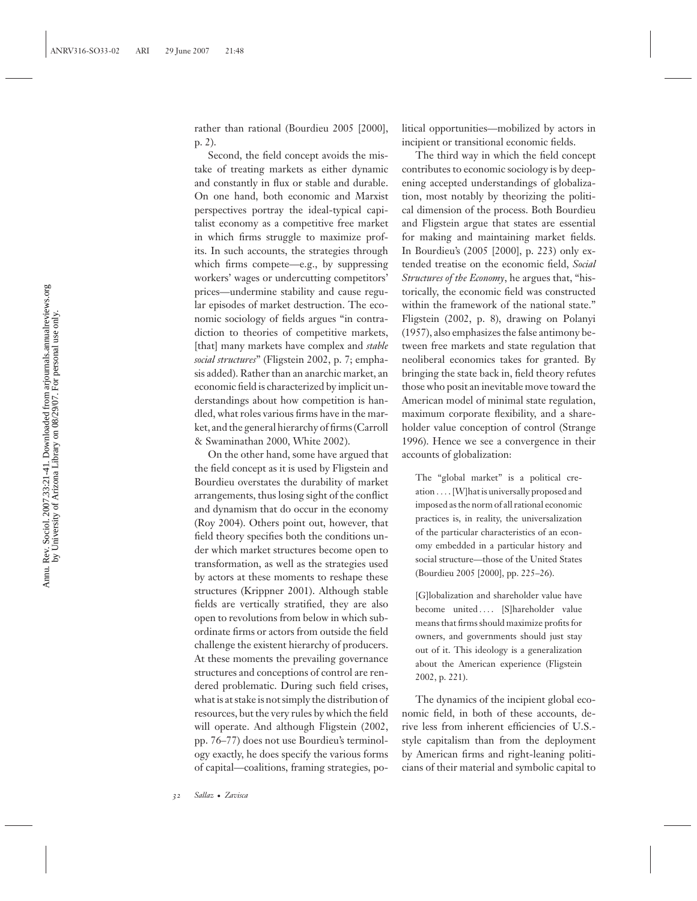rather than rational (Bourdieu 2005 [2000], p. 2).

Second, the field concept avoids the mistake of treating markets as either dynamic and constantly in flux or stable and durable. On one hand, both economic and Marxist perspectives portray the ideal-typical capitalist economy as a competitive free market in which firms struggle to maximize profits. In such accounts, the strategies through which firms compete—e.g., by suppressing workers' wages or undercutting competitors' prices—undermine stability and cause regular episodes of market destruction. The economic sociology of fields argues "in contradiction to theories of competitive markets, [that] many markets have complex and *stable social structures*" (Fligstein 2002, p. 7; emphasis added). Rather than an anarchic market, an economic field is characterized by implicit understandings about how competition is handled, what roles various firms have in the market, and the general hierarchy of firms (Carroll & Swaminathan 2000, White 2002).

On the other hand, some have argued that the field concept as it is used by Fligstein and Bourdieu overstates the durability of market arrangements, thus losing sight of the conflict and dynamism that do occur in the economy (Roy 2004). Others point out, however, that field theory specifies both the conditions under which market structures become open to transformation, as well as the strategies used by actors at these moments to reshape these structures (Krippner 2001). Although stable fields are vertically stratified, they are also open to revolutions from below in which subordinate firms or actors from outside the field challenge the existent hierarchy of producers. At these moments the prevailing governance structures and conceptions of control are rendered problematic. During such field crises, what is at stake is not simply the distribution of resources, but the very rules by which the field will operate. And although Fligstein (2002, pp. 76–77) does not use Bourdieu's terminology exactly, he does specify the various forms of capital—coalitions, framing strategies, political opportunities—mobilized by actors in incipient or transitional economic fields.

The third way in which the field concept contributes to economic sociology is by deepening accepted understandings of globalization, most notably by theorizing the political dimension of the process. Both Bourdieu and Fligstein argue that states are essential for making and maintaining market fields. In Bourdieu's (2005 [2000], p. 223) only extended treatise on the economic field, *Social Structures of the Economy*, he argues that, "historically, the economic field was constructed within the framework of the national state." Fligstein (2002, p. 8), drawing on Polanyi (1957), also emphasizes the false antimony between free markets and state regulation that neoliberal economics takes for granted. By bringing the state back in, field theory refutes those who posit an inevitable move toward the American model of minimal state regulation, maximum corporate flexibility, and a shareholder value conception of control (Strange 1996). Hence we see a convergence in their accounts of globalization:

> The "global market" is a political creation . . . . [W]hat is universally proposed and imposed as the norm of all rational economic practices is, in reality, the universalization of the particular characteristics of an economy embedded in a particular history and social structure—those of the United States (Bourdieu 2005 [2000], pp. 225–26).

> [G]lobalization and shareholder value have become united . . . . [S]hareholder value means that firms should maximize profits for owners, and governments should just stay out of it. This ideology is a generalization about the American experience (Fligstein 2002, p. 221).

The dynamics of the incipient global economic field, in both of these accounts, derive less from inherent efficiencies of U.S.-style capitalism than from the deployment by American firms and right-leaning politicians of their material and symbolic capital to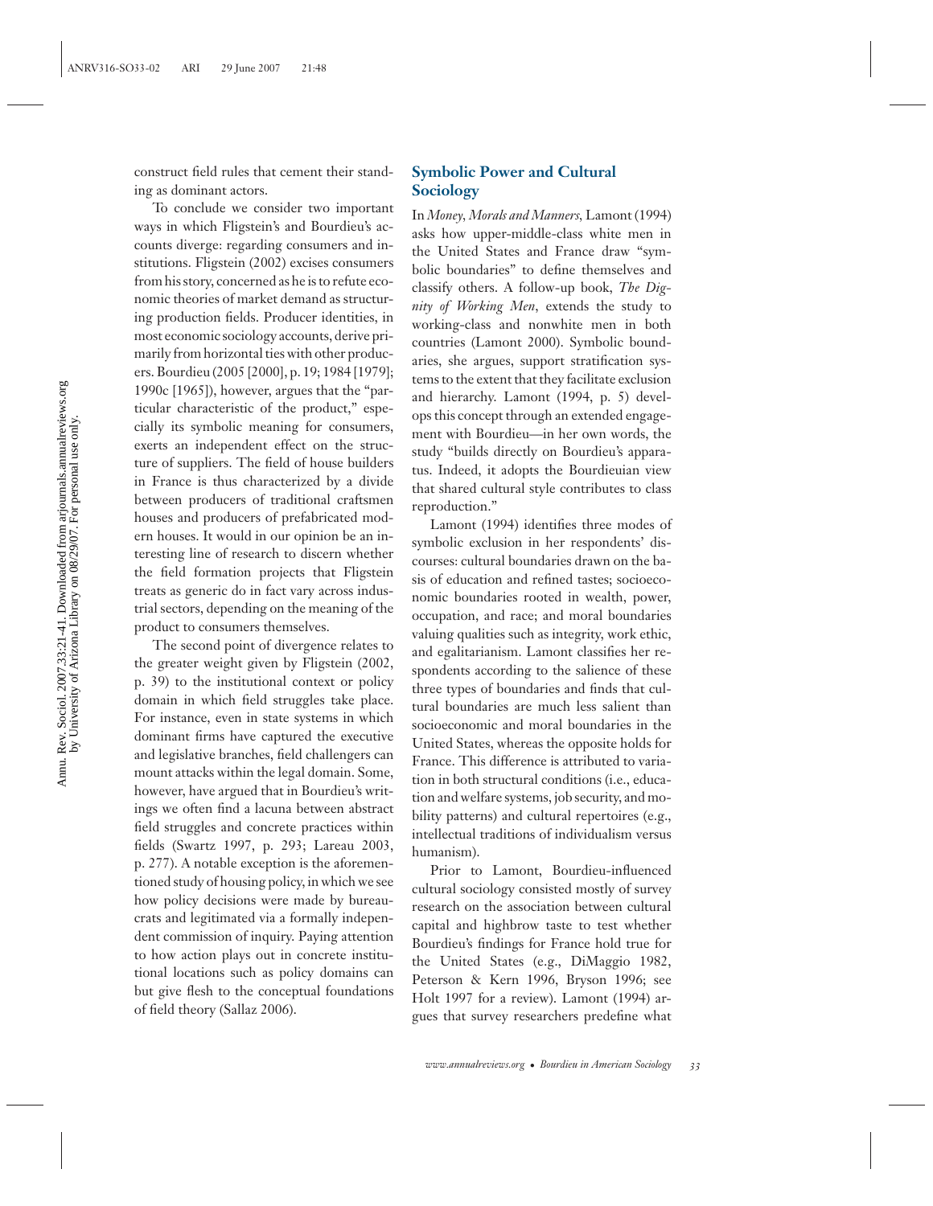construct field rules that cement their standing as dominant actors.

To conclude we consider two important ways in which Fligstein's and Bourdieu's accounts diverge: regarding consumers and institutions. Fligstein (2002) excises consumers from his story, concerned as he is to refute economic theories of market demand as structuring production fields. Producer identities, in most economic sociology accounts, derive primarily from horizontal ties with other producers. Bourdieu (2005 [2000], p. 19; 1984 [1979]; 1990c [1965]), however, argues that the "particular characteristic of the product," especially its symbolic meaning for consumers, exerts an independent effect on the structure of suppliers. The field of house builders in France is thus characterized by a divide between producers of traditional craftsmen houses and producers of prefabricated modern houses. It would in our opinion be an interesting line of research to discern whether the field formation projects that Fligstein treats as generic do in fact vary across industrial sectors, depending on the meaning of the product to consumers themselves.

The second point of divergence relates to the greater weight given by Fligstein (2002, p. 39) to the institutional context or policy domain in which field struggles take place. For instance, even in state systems in which dominant firms have captured the executive and legislative branches, field challengers can mount attacks within the legal domain. Some, however, have argued that in Bourdieu's writings we often find a lacuna between abstract field struggles and concrete practices within fields (Swartz 1997, p. 293; Lareau 2003, p. 277). A notable exception is the aforementioned study of housing policy, in which we see how policy decisions were made by bureaucrats and legitimated via a formally independent commission of inquiry. Paying attention to how action plays out in concrete institutional locations such as policy domains can but give flesh to the conceptual foundations of field theory (Sallaz 2006).

## Symbolic Power and Cultural Sociology

In *Money, Morals and Manners*, Lamont (1994) asks how upper-middle-class white men in the United States and France draw "symbolic boundaries" to define themselves and classify others. A follow-up book, *The Dignity of Working Men*, extends the study to working-class and nonwhite men in both countries (Lamont 2000). Symbolic boundaries, she argues, support stratification systems to the extent that they facilitate exclusion and hierarchy. Lamont (1994, p. 5) develops this concept through an extended engagement with Bourdieu—in her own words, the study "builds directly on Bourdieu's apparatus. Indeed, it adopts the Bourdieuian view that shared cultural style contributes to class reproduction."

Lamont (1994) identifies three modes of symbolic exclusion in her respondents' discourses: cultural boundaries drawn on the basis of education and refined tastes; socioeconomic boundaries rooted in wealth, power, occupation, and race; and moral boundaries valuing qualities such as integrity, work ethic, and egalitarianism. Lamont classifies her respondents according to the salience of these three types of boundaries and finds that cultural boundaries are much less salient than socioeconomic and moral boundaries in the United States, whereas the opposite holds for France. This difference is attributed to variation in both structural conditions (i.e., education and welfare systems, job security, and mobility patterns) and cultural repertoires (e.g., intellectual traditions of individualism versus humanism).

Prior to Lamont, Bourdieu-influenced cultural sociology consisted mostly of survey research on the association between cultural capital and highbrow taste to test whether Bourdieu's findings for France hold true for the United States (e.g., DiMaggio 1982, Peterson & Kern 1996, Bryson 1996; see Holt 1997 for a review). Lamont (1994) argues that survey researchers predefine what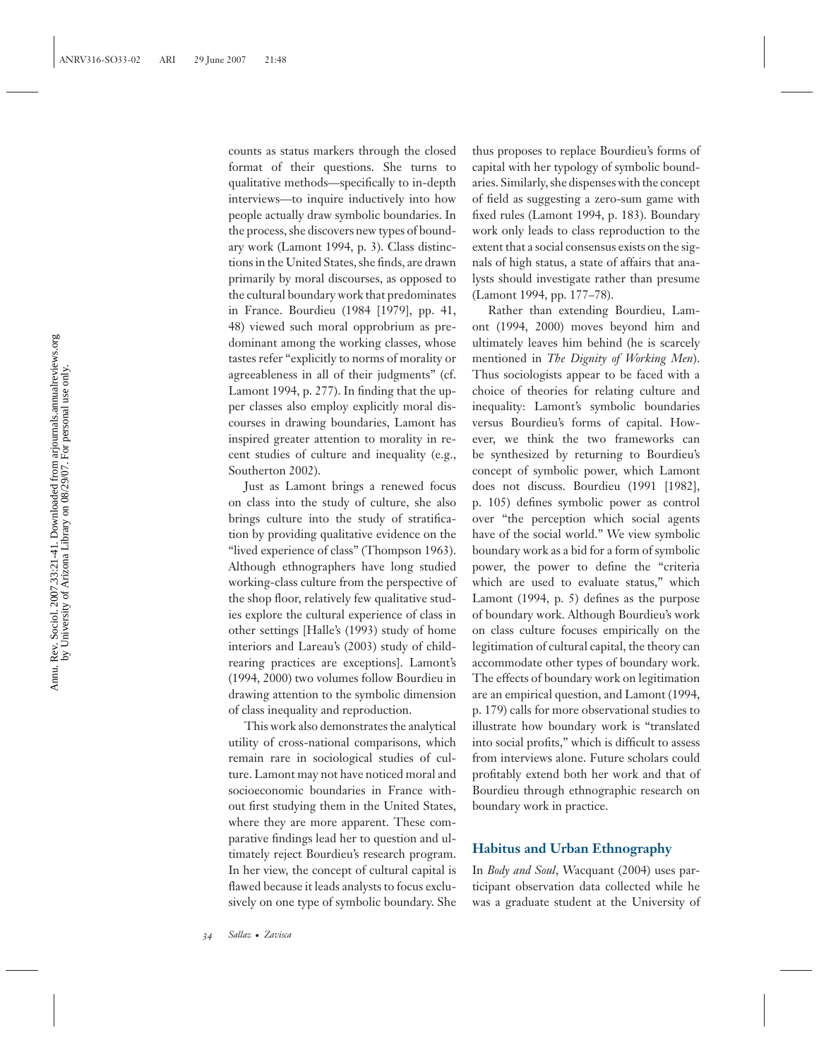counts as status markers through the closed format of their questions. She turns to qualitative methods—specifically to in-depth interviews—to inquire inductively into how people actually draw symbolic boundaries. In the process, she discovers new types of boundary work (Lamont 1994, p. 3). Class distinctions in the United States, she finds, are drawn primarily by moral discourses, as opposed to the cultural boundary work that predominates in France. Bourdieu (1984 [1979], pp. 41, 48) viewed such moral opprobrium as predominant among the working classes, whose tastes refer "explicitly to norms of morality or agreeableness in all of their judgments" (cf. Lamont 1994, p. 277). In finding that the upper classes also employ explicitly moral discourses in drawing boundaries, Lamont has inspired greater attention to morality in recent studies of culture and inequality (e.g., Southerton 2002).

Just as Lamont brings a renewed focus on class into the study of culture, she also brings culture into the study of stratification by providing qualitative evidence on the "lived experience of class" (Thompson 1963). Although ethnographers have long studied working-class culture from the perspective of the shop floor, relatively few qualitative studies explore the cultural experience of class in other settings [Halle's (1993) study of home interiors and Lareau's (2003) study of childrearing practices are exceptions]. Lamont's (1994, 2000) two volumes follow Bourdieu in drawing attention to the symbolic dimension of class inequality and reproduction.

This work also demonstrates the analytical utility of cross-national comparisons, which remain rare in sociological studies of culture. Lamont may not have noticed moral and socioeconomic boundaries in France without first studying them in the United States, where they are more apparent. These comparative findings lead her to question and ultimately reject Bourdieu's research program. In her view, the concept of cultural capital is flawed because it leads analysts to focus exclusively on one type of symbolic boundary. She thus proposes to replace Bourdieu's forms of capital with her typology of symbolic boundaries. Similarly, she dispenses with the concept of field as suggesting a zero-sum game with fixed rules (Lamont 1994, p. 183). Boundary work only leads to class reproduction to the extent that a social consensus exists on the signals of high status, a state of affairs that analysts should investigate rather than presume (Lamont 1994, pp. 177–78).

Rather than extending Bourdieu, Lamont (1994, 2000) moves beyond him and ultimately leaves him behind (he is scarcely mentioned in *The Dignity of Working Men*). Thus sociologists appear to be faced with a choice of theories for relating culture and inequality: Lamont's symbolic boundaries versus Bourdieu's forms of capital. However, we think the two frameworks can be synthesized by returning to Bourdieu's concept of symbolic power, which Lamont does not discuss. Bourdieu (1991 [1982], p. 105) defines symbolic power as control over "the perception which social agents have of the social world." We view symbolic boundary work as a bid for a form of symbolic power, the power to define the "criteria which are used to evaluate status," which Lamont (1994, p. 5) defines as the purpose of boundary work. Although Bourdieu's work on class culture focuses empirically on the legitimation of cultural capital, the theory can accommodate other types of boundary work. The effects of boundary work on legitimation are an empirical question, and Lamont (1994, p. 179) calls for more observational studies to illustrate how boundary work is "translated into social profits," which is difficult to assess from interviews alone. Future scholars could profitably extend both her work and that of Bourdieu through ethnographic research on boundary work in practice.

## Habitus and Urban Ethnography

In *Body and Soul*, Wacquant (2004) uses participant observation data collected while he was a graduate student at the University of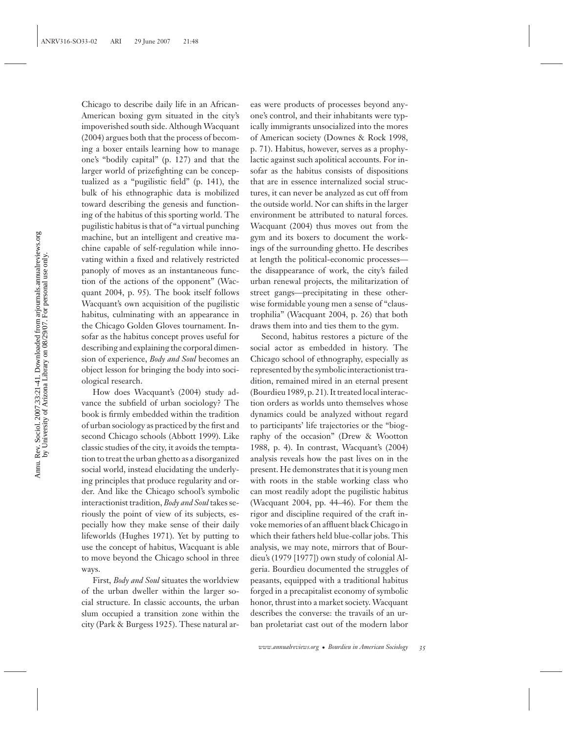Chicago to describe daily life in an African-American boxing gym situated in the city's impoverished south side. Although Wacquant (2004) argues both that the process of becoming a boxer entails learning how to manage one's "bodily capital" (p. 127) and that the larger world of prizefighting can be conceptualized as a "pugilistic field" (p. 141), the bulk of his ethnographic data is mobilized toward describing the genesis and functioning of the habitus of this sporting world. The pugilistic habitus is that of "a virtual punching machine, but an intelligent and creative machine capable of self-regulation while innovating within a fixed and relatively restricted panoply of moves as an instantaneous function of the actions of the opponent" (Wacquant 2004, p. 95). The book itself follows Wacquant's own acquisition of the pugilistic habitus, culminating with an appearance in the Chicago Golden Gloves tournament. Insofar as the habitus concept proves useful for describing and explaining the corporal dimension of experience, *Body and Soul* becomes an object lesson for bringing the body into sociological research.

How does Wacquant's (2004) study advance the subfield of urban sociology? The book is firmly embedded within the tradition of urban sociology as practiced by the first and second Chicago schools (Abbott 1999). Like classic studies of the city, it avoids the temptation to treat the urban ghetto as a disorganized social world, instead elucidating the underlying principles that produce regularity and order. And like the Chicago school's symbolic interactionist tradition, *Body and Soul* takes seriously the point of view of its subjects, especially how they make sense of their daily lifeworlds (Hughes 1971). Yet by putting to use the concept of habitus, Wacquant is able to move beyond the Chicago school in three ways.

First, *Body and Soul* situates the worldview of the urban dweller within the larger social structure. In classic accounts, the urban slum occupied a transition zone within the city (Park & Burgess 1925). These natural areas were products of processes beyond anyone's control, and their inhabitants were typically immigrants unsocialized into the mores of American society (Downes & Rock 1998, p. 71). Habitus, however, serves as a prophylactic against such apolitical accounts. For insofar as the habitus consists of dispositions that are in essence internalized social structures, it can never be analyzed as cut off from the outside world. Nor can shifts in the larger environment be attributed to natural forces. Wacquant (2004) thus moves out from the gym and its boxers to document the workings of the surrounding ghetto. He describes at length the political-economic processes—the disappearance of work, the city's failed urban renewal projects, the militarization of street gangs—precipitating in these otherwise formidable young men a sense of "claustrophilia" (Wacquant 2004, p. 26) that both draws them into and ties them to the gym.

Second, habitus restores a picture of the social actor as embedded in history. The Chicago school of ethnography, especially as represented by the symbolic interactionist tradition, remained mired in an eternal present (Bourdieu 1989, p. 21). It treated local interaction orders as worlds unto themselves whose dynamics could be analyzed without regard to participants' life trajectories or the "biography of the occasion" (Drew & Wootton 1988, p. 4). In contrast, Wacquant's (2004) analysis reveals how the past lives on in the present. He demonstrates that it is young men with roots in the stable working class who can most readily adopt the pugilistic habitus (Wacquant 2004, pp. 44–46). For them the rigor and discipline required of the craft invoke memories of an affluent black Chicago in which their fathers held blue-collar jobs. This analysis, we may note, mirrors that of Bourdieu's (1979 [1977]) own study of colonial Algeria. Bourdieu documented the struggles of peasants, equipped with a traditional habitus forged in a precapitalist economy of symbolic honor, thrust into a market society. Wacquant describes the converse: the travails of an urban proletariat cast out of the modern labor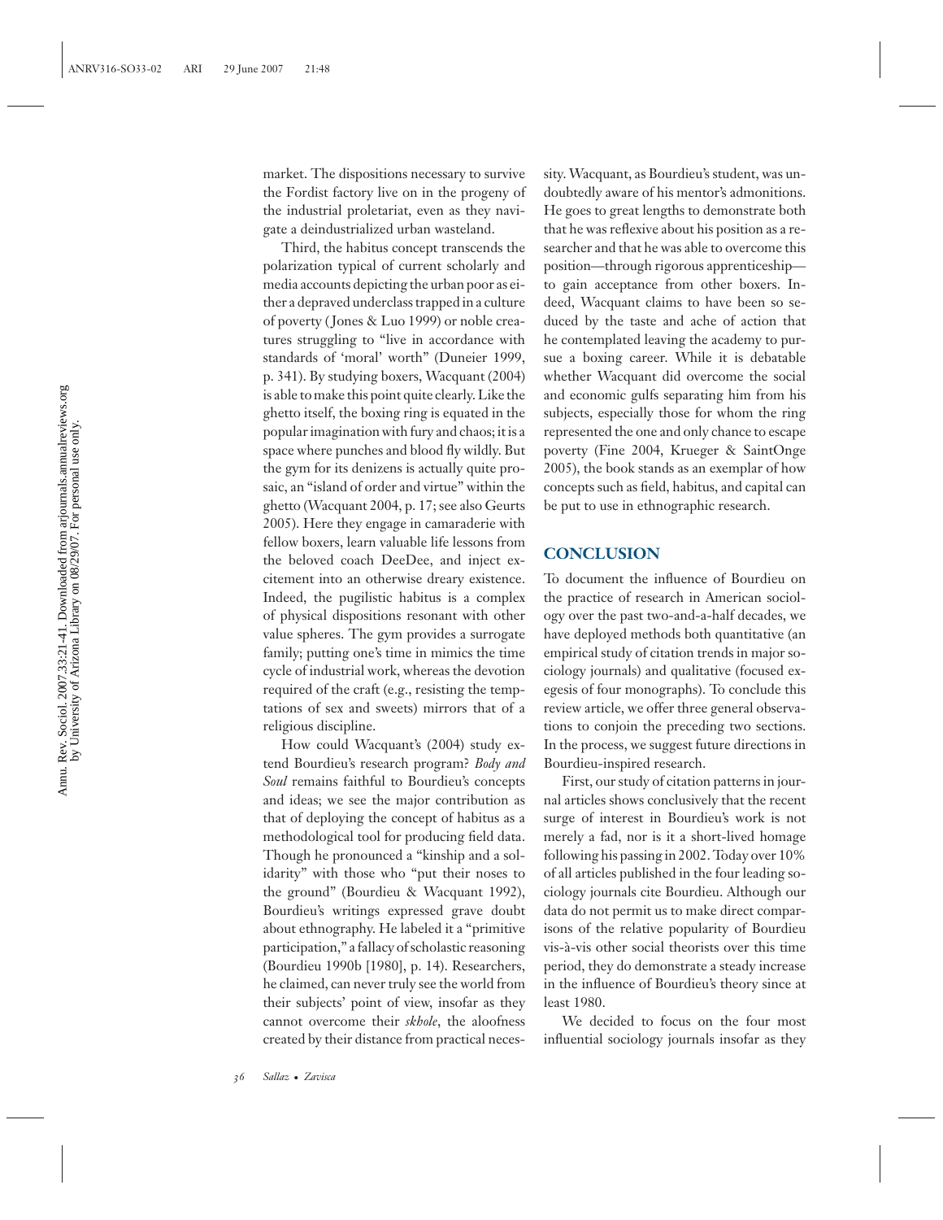market. The dispositions necessary to survive the Fordist factory live on in the progeny of the industrial proletariat, even as they navigate a deindustrialized urban wasteland.

Third, the habitus concept transcends the polarization typical of current scholarly and media accounts depicting the urban poor as either a depraved underclass trapped in a culture of poverty (Jones & Luo 1999) or noble creatures struggling to "live in accordance with standards of 'moral' worth" (Duneier 1999, p. 341). By studying boxers, Wacquant (2004) is able to make this point quite clearly. Like the ghetto itself, the boxing ring is equated in the popular imagination with fury and chaos; it is a space where punches and blood fly wildly. But the gym for its denizens is actually quite prosaic, an "island of order and virtue" within the ghetto (Wacquant 2004, p. 17; see also Geurts 2005). Here they engage in camaraderie with fellow boxers, learn valuable life lessons from the beloved coach DeeDee, and inject excitement into an otherwise dreary existence. Indeed, the pugilistic habitus is a complex of physical dispositions resonant with other value spheres. The gym provides a surrogate family; putting one's time in mimics the time cycle of industrial work, whereas the devotion required of the craft (e.g., resisting the temptations of sex and sweets) mirrors that of a religious discipline.

How could Wacquant's (2004) study extend Bourdieu's research program? *Body and Soul* remains faithful to Bourdieu's concepts and ideas; we see the major contribution as that of deploying the concept of habitus as a methodological tool for producing field data. Though he pronounced a "kinship and a solidarity" with those who "put their noses to the ground" (Bourdieu & Wacquant 1992), Bourdieu's writings expressed grave doubt about ethnography. He labeled it a "primitive participation," a fallacy of scholastic reasoning (Bourdieu 1990b [1980], p. 14). Researchers, he claimed, can never truly see the world from their subjects' point of view, insofar as they cannot overcome their *skhole*, the aloofness created by their distance from practical necessity. Wacquant, as Bourdieu's student, was undoubtedly aware of his mentor's admonitions. He goes to great lengths to demonstrate both that he was reflexive about his position as a researcher and that he was able to overcome this position—through rigorous apprenticeship—to gain acceptance from other boxers. Indeed, Wacquant claims to have been so seduced by the taste and ache of action that he contemplated leaving the academy to pursue a boxing career. While it is debatable whether Wacquant did overcome the social and economic gulfs separating him from his subjects, especially those for whom the ring represented the one and only chance to escape poverty (Fine 2004, Krueger & SaintOnge 2005), the book stands as an exemplar of how concepts such as field, habitus, and capital can be put to use in ethnographic research.

## CONCLUSION

To document the influence of Bourdieu on the practice of research in American sociology over the past two-and-a-half decades, we have deployed methods both quantitative (an empirical study of citation trends in major sociology journals) and qualitative (focused exegesis of four monographs). To conclude this review article, we offer three general observations to conjoin the preceding two sections. In the process, we suggest future directions in Bourdieu-inspired research.

First, our study of citation patterns in journal articles shows conclusively that the recent surge of interest in Bourdieu's work is not merely a fad, nor is it a short-lived homage following his passing in 2002. Today over 10% of all articles published in the four leading sociology journals cite Bourdieu. Although our data do not permit us to make direct comparisons of the relative popularity of Bourdieu vis-à-vis other social theorists over this time period, they do demonstrate a steady increase in the influence of Bourdieu's theory since at least 1980.

We decided to focus on the four most influential sociology journals insofar as they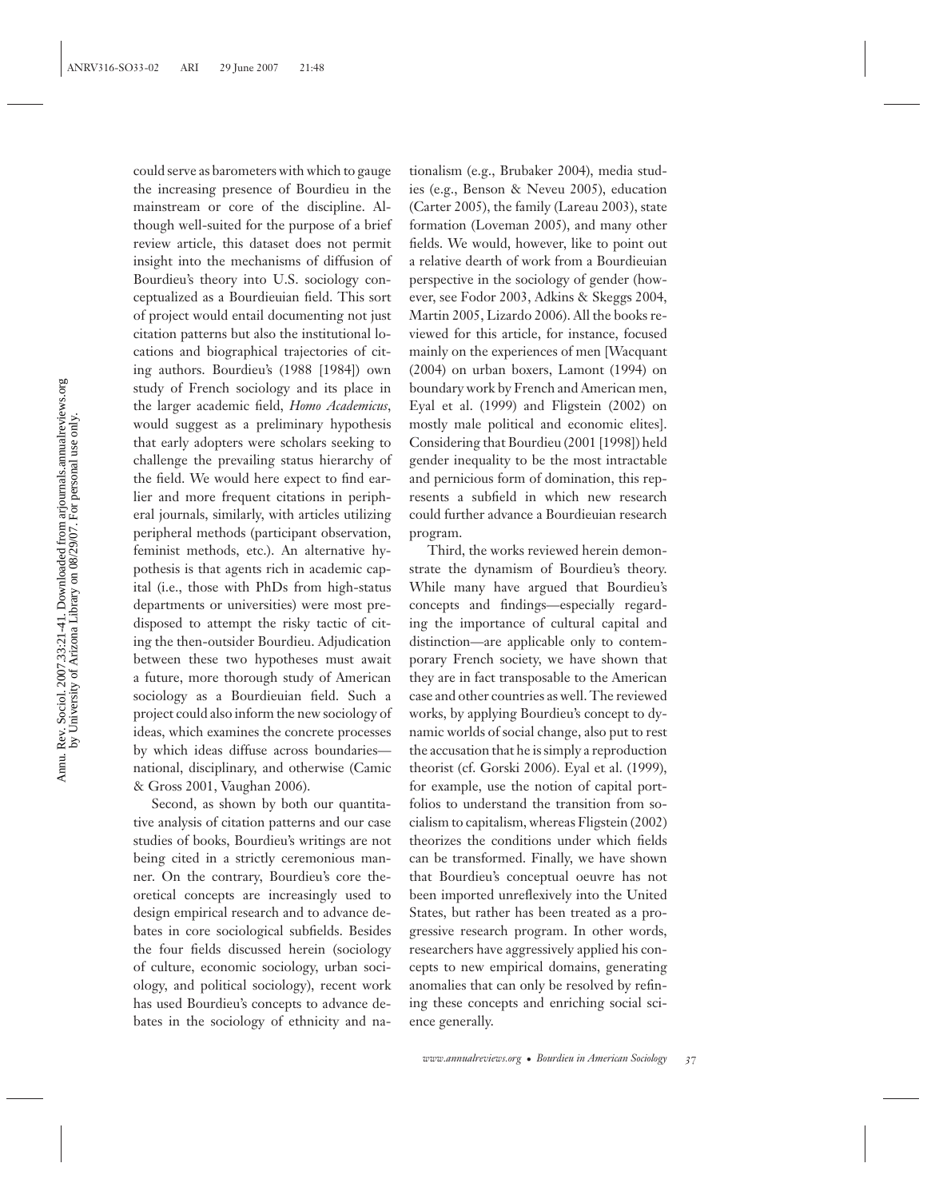could serve as barometers with which to gauge the increasing presence of Bourdieu in the mainstream or core of the discipline. Although well-suited for the purpose of a brief review article, this dataset does not permit insight into the mechanisms of diffusion of Bourdieu's theory into U.S. sociology conceptualized as a Bourdieuian field. This sort of project would entail documenting not just citation patterns but also the institutional locations and biographical trajectories of citing authors. Bourdieu's (1988 [1984]) own study of French sociology and its place in the larger academic field, *Homo Academicus*, would suggest as a preliminary hypothesis that early adopters were scholars seeking to challenge the prevailing status hierarchy of the field. We would here expect to find earlier and more frequent citations in peripheral journals, similarly, with articles utilizing peripheral methods (participant observation, feminist methods, etc.). An alternative hypothesis is that agents rich in academic capital (i.e., those with PhDs from high-status departments or universities) were most predisposed to attempt the risky tactic of citing the then-outsider Bourdieu. Adjudication between these two hypotheses must await a future, more thorough study of American sociology as a Bourdieuian field. Such a project could also inform the new sociology of ideas, which examines the concrete processes by which ideas diffuse across boundaries—national, disciplinary, and otherwise (Camic & Gross 2001, Vaughan 2006).

Second, as shown by both our quantitative analysis of citation patterns and our case studies of books, Bourdieu's writings are not being cited in a strictly ceremonious manner. On the contrary, Bourdieu's core theoretical concepts are increasingly used to design empirical research and to advance debates in core sociological subfields. Besides the four fields discussed herein (sociology of culture, economic sociology, urban sociology, and political sociology), recent work has used Bourdieu's concepts to advance debates in the sociology of ethnicity and nationalism (e.g., Brubaker 2004), media studies (e.g., Benson & Neveu 2005), education (Carter 2005), the family (Lareau 2003), state formation (Loveman 2005), and many other fields. We would, however, like to point out a relative dearth of work from a Bourdieuian perspective in the sociology of gender (however, see Fodor 2003, Adkins & Skeggs 2004, Martin 2005, Lizardo 2006). All the books reviewed for this article, for instance, focused mainly on the experiences of men [Wacquant (2004) on urban boxers, Lamont (1994) on boundary work by French and American men, Eyal et al. (1999) and Fligstein (2002) on mostly male political and economic elites]. Considering that Bourdieu (2001 [1998]) held gender inequality to be the most intractable and pernicious form of domination, this represents a subfield in which new research could further advance a Bourdieuian research program.

Third, the works reviewed herein demonstrate the dynamism of Bourdieu's theory. While many have argued that Bourdieu's concepts and findings—especially regarding the importance of cultural capital and distinction—are applicable only to contemporary French society, we have shown that they are in fact transposable to the American case and other countries as well. The reviewed works, by applying Bourdieu's concept to dynamic worlds of social change, also put to rest the accusation that he is simply a reproduction theorist (cf. Gorski 2006). Eyal et al. (1999), for example, use the notion of capital portfolios to understand the transition from socialism to capitalism, whereas Fligstein (2002) theorizes the conditions under which fields can be transformed. Finally, we have shown that Bourdieu's conceptual oeuvre has not been imported unreflexively into the United States, but rather has been treated as a progressive research program. In other words, researchers have aggressively applied his concepts to new empirical domains, generating anomalies that can only be resolved by refining these concepts and enriching social science generally.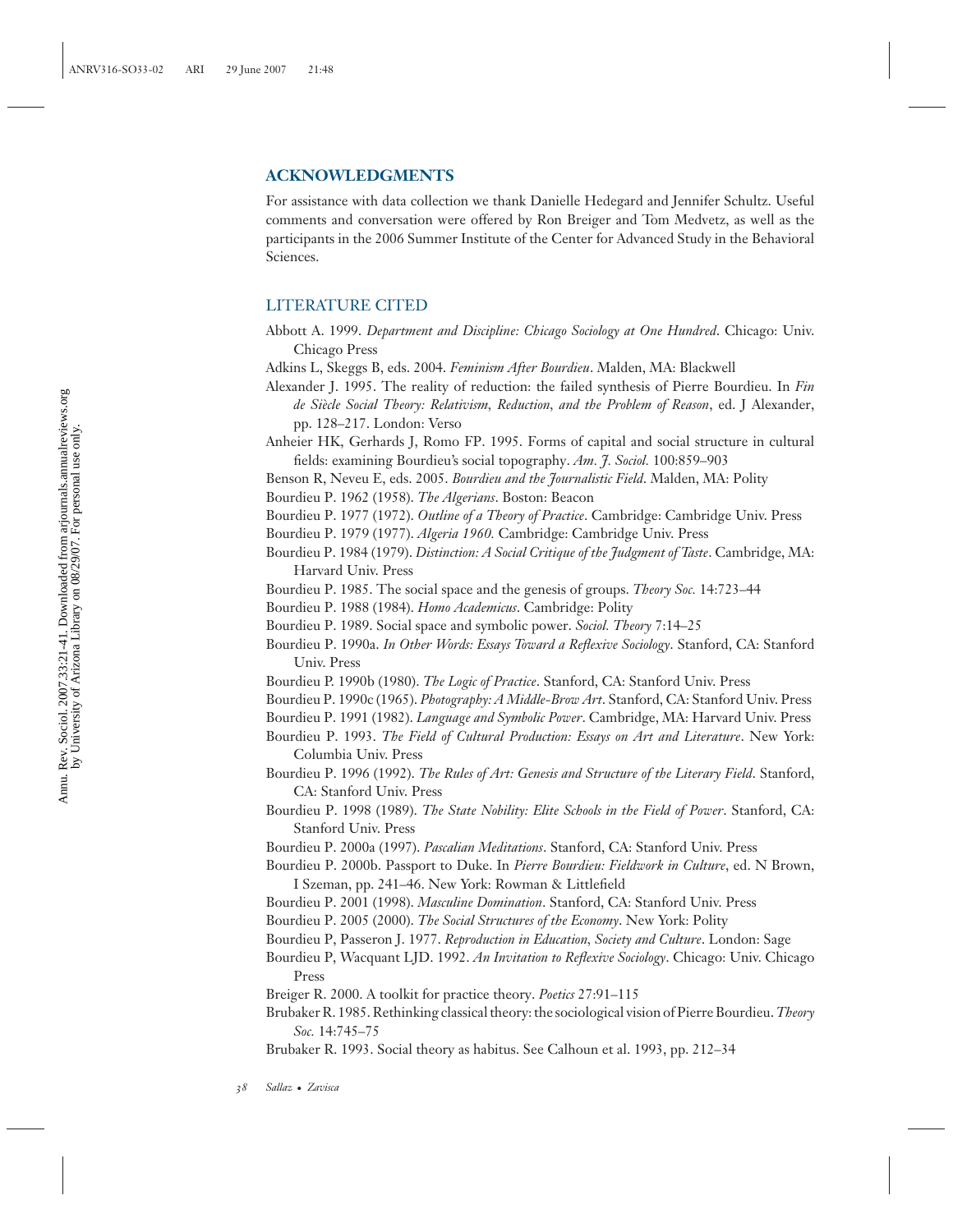## ACKNOWLEDGMENTS

For assistance with data collection we thank Danielle Hedegard and Jennifer Schultz. Useful comments and conversation were offered by Ron Breiger and Tom Medvetz, as well as the participants in the 2006 Summer Institute of the Center for Advanced Study in the Behavioral Sciences.

## LITERATURE CITED

Abbott A. 1999. *Department and Discipline: Chicago Sociology at One Hundred*. Chicago: Univ. Chicago Press

Adkins L, Skeggs B, eds. 2004. *Feminism After Bourdieu*. Malden, MA: Blackwell

Alexander J. 1995. The reality of reduction: the failed synthesis of Pierre Bourdieu. In *Fin de Siècle Social Theory: Relativism, Reduction, and the Problem of Reason*, ed. J Alexander, pp. 128–217. London: Verso

Anheier HK, Gerhards J, Romo FP. 1995. Forms of capital and social structure in cultural fields: examining Bourdieu's social topography. *Am. J. Sociol.* 100:859–903

Benson R, Neveu E, eds. 2005. *Bourdieu and the Journalistic Field*. Malden, MA: Polity

Bourdieu P. 1962 (1958). *The Algerians*. Boston: Beacon

Bourdieu P. 1977 (1972). *Outline of a Theory of Practice*. Cambridge: Cambridge Univ. Press

Bourdieu P. 1979 (1977). *Algeria 1960.* Cambridge: Cambridge Univ. Press

Bourdieu P. 1984 (1979). *Distinction: A Social Critique of the Judgment of Taste*. Cambridge, MA: Harvard Univ. Press

Bourdieu P. 1985. The social space and the genesis of groups. *Theory Soc.* 14:723–44

Bourdieu P. 1988 (1984). *Homo Academicus*. Cambridge: Polity

Bourdieu P. 1989. Social space and symbolic power. *Sociol. Theory* 7:14–25

Bourdieu P. 1990a. *In Other Words: Essays Toward a Reflexive Sociology*. Stanford, CA: Stanford Univ. Press

Bourdieu P. 1990b (1980). *The Logic of Practice*. Stanford, CA: Stanford Univ. Press

Bourdieu P. 1990c (1965). *Photography: A Middle-Brow Art*. Stanford, CA: Stanford Univ. Press

Bourdieu P. 1991 (1982). *Language and Symbolic Power*. Cambridge, MA: Harvard Univ. Press

Bourdieu P. 1993. *The Field of Cultural Production: Essays on Art and Literature*. New York: Columbia Univ. Press

Bourdieu P. 1996 (1992). *The Rules of Art: Genesis and Structure of the Literary Field*. Stanford, CA: Stanford Univ. Press

Bourdieu P. 1998 (1989). *The State Nobility: Elite Schools in the Field of Power*. Stanford, CA: Stanford Univ. Press

Bourdieu P. 2000a (1997). *Pascalian Meditations*. Stanford, CA: Stanford Univ. Press

Bourdieu P. 2000b. Passport to Duke. In *Pierre Bourdieu: Fieldwork in Culture*, ed. N Brown, I Szeman, pp. 241–46. New York: Rowman & Littlefield

Bourdieu P. 2001 (1998). *Masculine Domination*. Stanford, CA: Stanford Univ. Press

Bourdieu P. 2005 (2000). *The Social Structures of the Economy*. New York: Polity

Bourdieu P, Passeron J. 1977. *Reproduction in Education, Society and Culture*. London: Sage

Bourdieu P, Wacquant LJD. 1992. *An Invitation to Reflexive Sociology*. Chicago: Univ. Chicago Press

Breiger R. 2000. A toolkit for practice theory. *Poetics* 27:91–115

Brubaker R. 1985. Rethinking classical theory: the sociological vision of Pierre Bourdieu. *Theory Soc.* 14:745–75

Brubaker R. 1993. Social theory as habitus. See Calhoun et al. 1993, pp. 212–34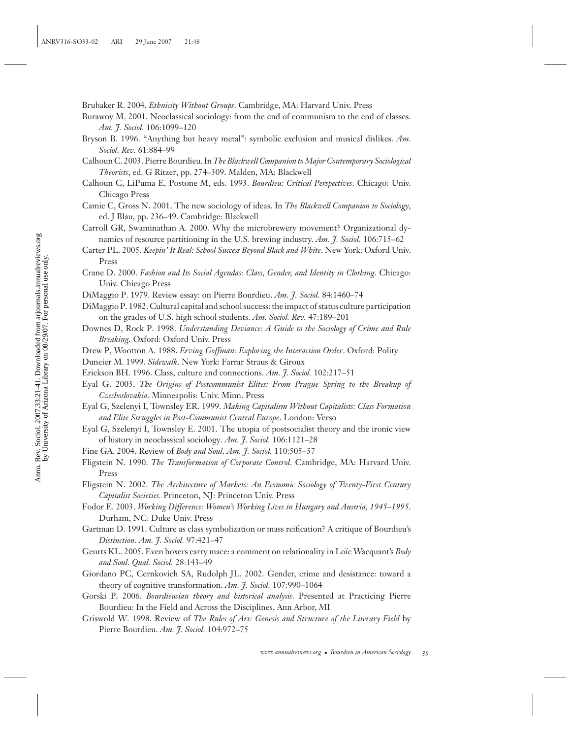Brubaker R. 2004. *Ethnicity Without Groups*. Cambridge, MA: Harvard Univ. Press

Burawoy M. 2001. Neoclassical sociology: from the end of communism to the end of classes. *Am. J. Sociol.* 106:1099–120

Bryson B. 1996. "Anything but heavy metal": symbolic exclusion and musical dislikes. *Am. Sociol. Rev.* 61:884–99

Calhoun C. 2003. Pierre Bourdieu. In *The Blackwell Companion to Major Contemporary Sociological Theorists*, ed. G Ritzer, pp. 274–309. Malden, MA: Blackwell

Calhoun C, LiPuma E, Postone M, eds. 1993. *Bourdieu: Critical Perspectives*. Chicago: Univ. Chicago Press

Camic C, Gross N. 2001. The new sociology of ideas. In *The Blackwell Companion to Sociology*, ed. J Blau, pp. 236–49. Cambridge: Blackwell

Carroll GR, Swaminathan A. 2000. Why the microbrewery movement? Organizational dynamics of resource partitioning in the U.S. brewing industry. *Am. J. Sociol.* 106:715–62

Carter PL. 2005. *Keepin' It Real: School Success Beyond Black and White*. New York: Oxford Univ. Press

Crane D. 2000. *Fashion and Its Social Agendas: Class, Gender, and Identity in Clothing*. Chicago: Univ. Chicago Press

DiMaggio P. 1979. Review essay: on Pierre Bourdieu. *Am. J. Sociol.* 84:1460–74

DiMaggio P. 1982. Cultural capital and school success: the impact of status culture participation on the grades of U.S. high school students. *Am. Sociol. Rev.* 47:189–201

Downes D, Rock P. 1998. *Understanding Deviance: A Guide to the Sociology of Crime and Rule Breaking.* Oxford: Oxford Univ. Press

Drew P, Wootton A. 1988. *Erving Goffman: Exploring the Interaction Order*. Oxford: Polity

Duneier M. 1999. *Sidewalk*. New York: Farrar Straus & Giroux

Erickson BH. 1996. Class, culture and connections. *Am. J. Sociol.* 102:217–51

Eyal G. 2003. *The Origins of Postcommunist Elites: From Prague Spring to the Breakup of Czechoslovakia*. Minneapolis: Univ. Minn. Press

Eyal G, Szelenyi I, Townsley ER. 1999. *Making Capitalism Without Capitalists: Class Formation and Elite Struggles in Post-Communist Central Europe*. London: Verso

Eyal G, Szelenyi I, Townsley E. 2001. The utopia of postsocialist theory and the ironic view of history in neoclassical sociology. *Am. J. Sociol.* 106:1121–28

Fine GA. 2004. Review of *Body and Soul*. *Am. J. Sociol.* 110:505–57

Fligstein N. 1990. *The Transformation of Corporate Control*. Cambridge, MA: Harvard Univ. Press

Fligstein N. 2002. *The Architecture of Markets: An Economic Sociology of Twenty-First Century Capitalist Societies.* Princeton, NJ: Princeton Univ. Press

Fodor E. 2003. *Working Difference: Women's Working Lives in Hungary and Austria, 1945–1995*. Durham, NC: Duke Univ. Press

Gartman D. 1991. Culture as class symbolization or mass reification? A critique of Bourdieu's *Distinction*. *Am. J. Sociol.* 97:421–47

Geurts KL. 2005. Even boxers carry mace: a comment on relationality in Loïc Wacquant's *Body and Soul*. *Qual. Sociol.* 28:143–49

Giordano PC, Cernkovich SA, Rudolph JL. 2002. Gender, crime and desistance: toward a theory of cognitive transformation. *Am. J. Sociol.* 107:990–1064

Gorski P. 2006. *Bourdieusian theory and historical analysis*. Presented at Practicing Pierre Bourdieu: In the Field and Across the Disciplines, Ann Arbor, MI

Griswold W. 1998. Review of *The Rules of Art: Genesis and Structure of the Literary Field* by Pierre Bourdieu. *Am. J. Sociol.* 104:972–75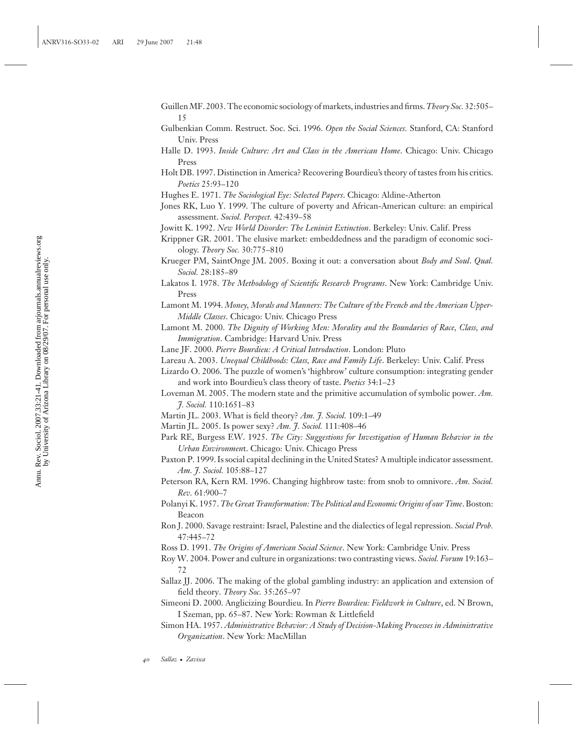Guillen MF. 2003. The economic sociology of markets, industries and firms. *Theory Soc.* 32:505–15

Gulbenkian Comm. Restruct. Soc. Sci. 1996. *Open the Social Sciences.* Stanford, CA: Stanford Univ. Press

Halle D. 1993. *Inside Culture: Art and Class in the American Home*. Chicago: Univ. Chicago Press

Holt DB. 1997. Distinction in America? Recovering Bourdieu's theory of tastes from his critics. *Poetics* 25:93–120

Hughes E. 1971. *The Sociological Eye: Selected Papers*. Chicago: Aldine-Atherton

Jones RK, Luo Y. 1999. The culture of poverty and African-American culture: an empirical assessment. *Sociol. Perspect.* 42:439–58

Jowitt K. 1992. *New World Disorder: The Leninist Extinction*. Berkeley: Univ. Calif. Press

Krippner GR. 2001. The elusive market: embeddedness and the paradigm of economic sociology. *Theory Soc.* 30:775–810

Krueger PM, SaintOnge JM. 2005. Boxing it out: a conversation about *Body and Soul*. *Qual. Sociol.* 28:185–89

Lakatos I. 1978. *The Methodology of Scientific Research Programs*. New York: Cambridge Univ. Press

Lamont M. 1994. *Money, Morals and Manners: The Culture of the French and the American Upper-Middle Classes*. Chicago: Univ. Chicago Press

Lamont M. 2000. *The Dignity of Working Men: Morality and the Boundaries of Race, Class, and Immigration*. Cambridge: Harvard Univ. Press

Lane JF. 2000. *Pierre Bourdieu: A Critical Introduction*. London: Pluto

Lareau A. 2003. *Unequal Childhoods: Class, Race and Family Life*. Berkeley: Univ. Calif. Press

Lizardo O. 2006. The puzzle of women's 'highbrow' culture consumption: integrating gender and work into Bourdieu's class theory of taste. *Poetics* 34:1–23

Loveman M. 2005. The modern state and the primitive accumulation of symbolic power. *Am. J. Sociol.* 110:1651–83

Martin JL. 2003. What is field theory? *Am. J. Sociol.* 109:1–49

Martin JL. 2005. Is power sexy? *Am. J. Sociol.* 111:408–46

Park RE, Burgess EW. 1925. *The City: Suggestions for Investigation of Human Behavior in the Urban Environment*. Chicago: Univ. Chicago Press

Paxton P. 1999. Is social capital declining in the United States? A multiple indicator assessment. *Am. J. Sociol.* 105:88–127

Peterson RA, Kern RM. 1996. Changing highbrow taste: from snob to omnivore. *Am. Sociol. Rev.* 61:900–7

Polanyi K. 1957. *The Great Transformation: The Political and Economic Origins of our Time*. Boston: Beacon

Ron J. 2000. Savage restraint: Israel, Palestine and the dialectics of legal repression. *Social Prob.* 47:445–72

Ross D. 1991. *The Origins of American Social Science*. New York: Cambridge Univ. Press

Roy W. 2004. Power and culture in organizations: two contrasting views. *Sociol. Forum* 19:163–72

Sallaz JJ. 2006. The making of the global gambling industry: an application and extension of field theory. *Theory Soc.* 35:265–97

Simeoni D. 2000. Anglicizing Bourdieu. In *Pierre Bourdieu: Fieldwork in Culture*, ed. N Brown, I Szeman, pp. 65–87. New York: Rowman & Littlefield

Simon HA. 1957. *Administrative Behavior: A Study of Decision-Making Processes in Administrative Organization*. New York: MacMillan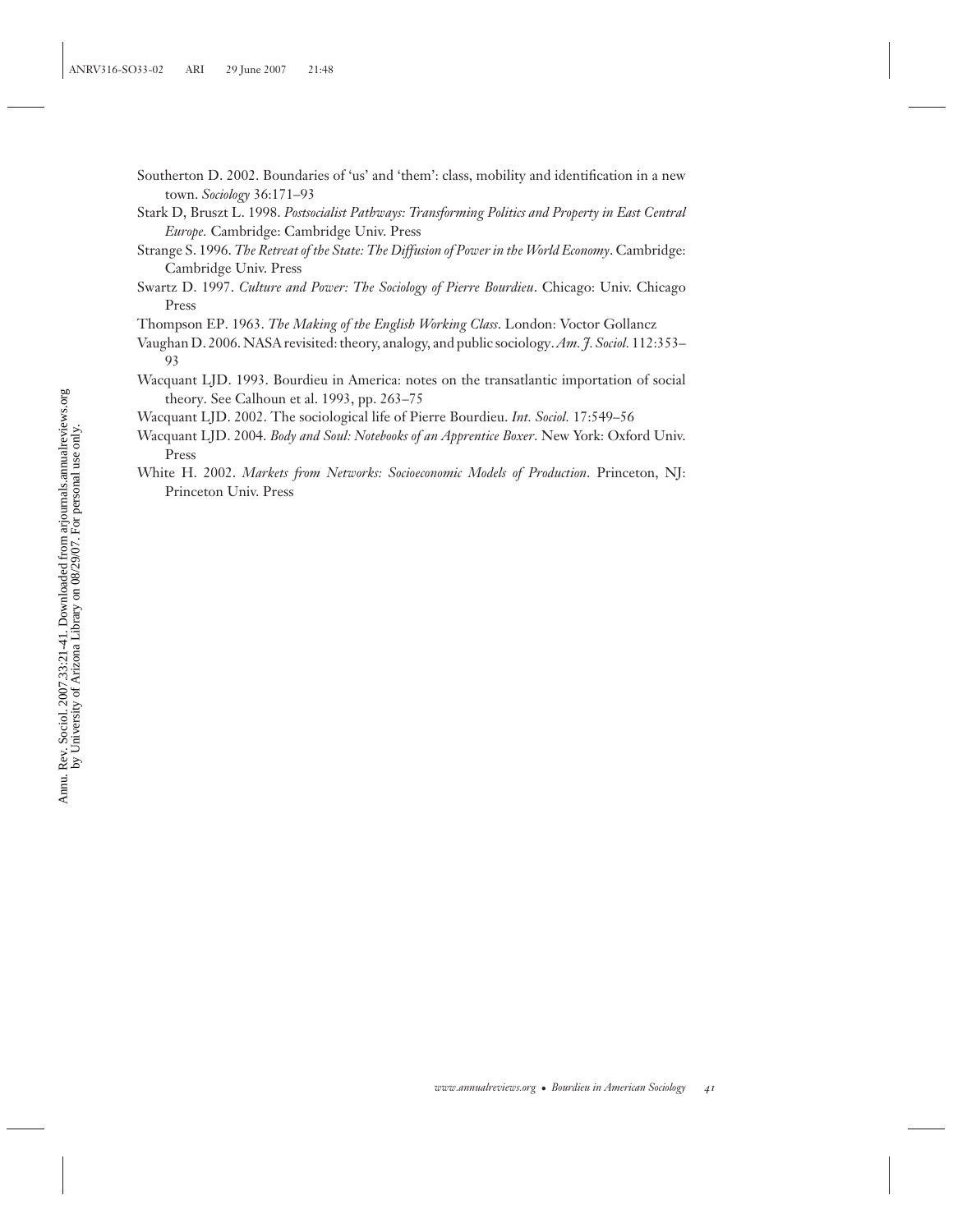Southerton D. 2002. Boundaries of 'us' and 'them': class, mobility and identification in a new town. *Sociology* 36:171–93

Stark D, Bruszt L. 1998. *Postsocialist Pathways: Transforming Politics and Property in East Central Europe.* Cambridge: Cambridge Univ. Press

Strange S. 1996. *The Retreat of the State: The Diffusion of Power in the World Economy*. Cambridge: Cambridge Univ. Press

Swartz D. 1997. *Culture and Power: The Sociology of Pierre Bourdieu*. Chicago: Univ. Chicago Press

Thompson EP. 1963. *The Making of the English Working Class*. London: Voctor Gollancz

Vaughan D. 2006. NASA revisited: theory, analogy, and public sociology. *Am. J. Sociol.* 112:353–93

Wacquant LJD. 1993. Bourdieu in America: notes on the transatlantic importation of social theory. See Calhoun et al. 1993, pp. 263–75

Wacquant LJD. 2002. The sociological life of Pierre Bourdieu. *Int. Sociol.* 17:549–56

Wacquant LJD. 2004. *Body and Soul: Notebooks of an Apprentice Boxer*. New York: Oxford Univ. Press

White H. 2002. *Markets from Networks: Socioeconomic Models of Production*. Princeton, NJ: Princeton Univ. Press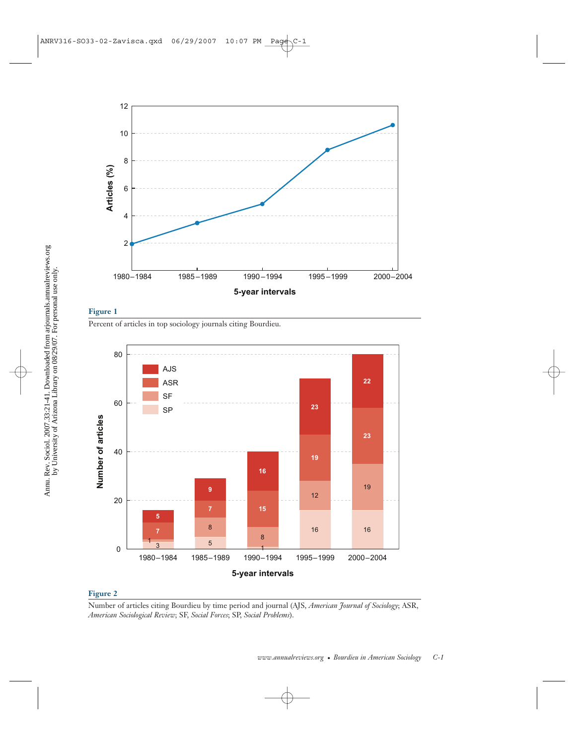**Figure 1**

Percent of articles in top sociology journals citing Bourdieu.

**Figure 2**

Number of articles citing Bourdieu by time period and journal (AJS, *American Journal of Sociology*; ASR, *American Sociological Review*; SF, *Social Forces*; SP, *Social Problems*).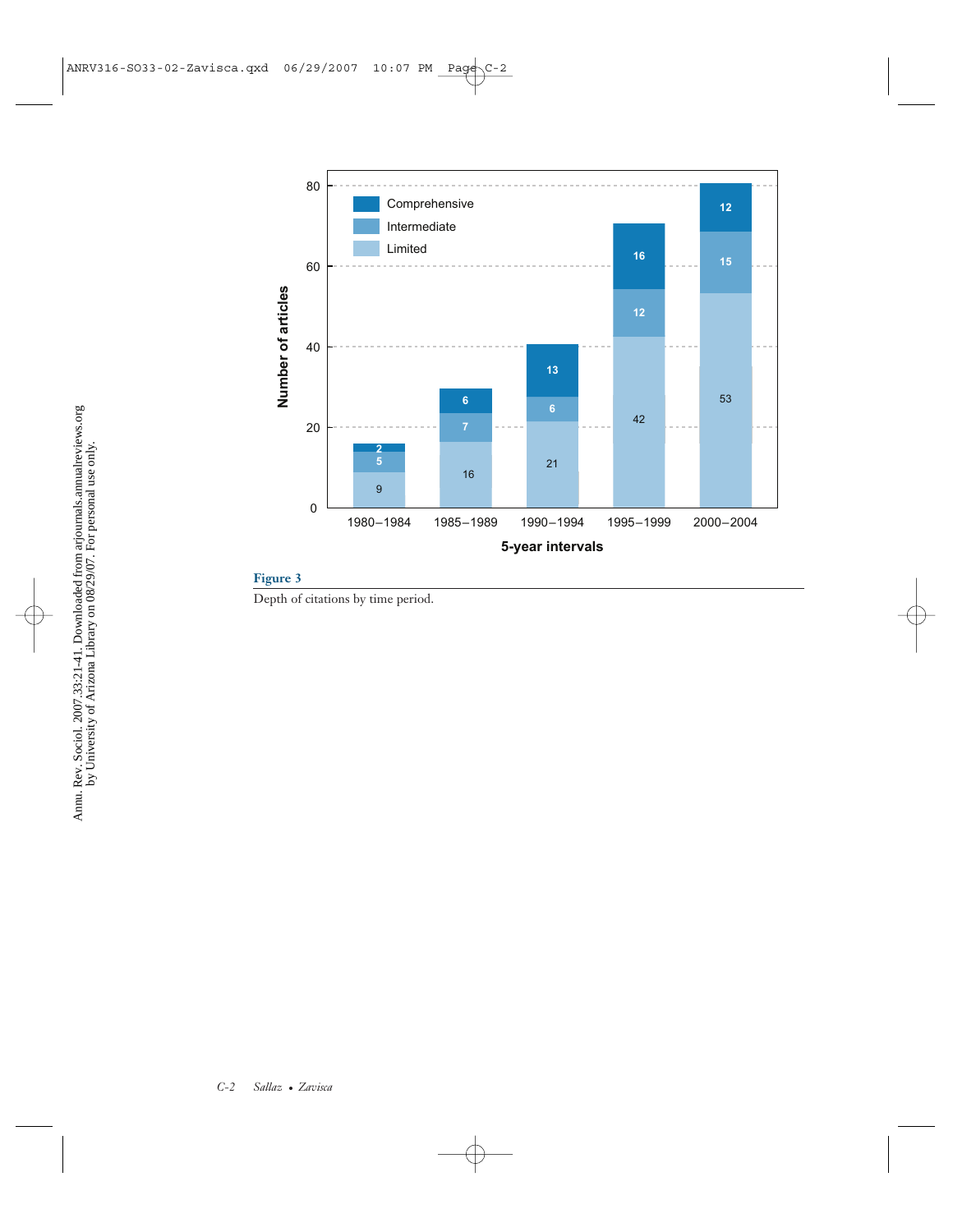| 5-year intervals | Limited | Intermediate | Comprehensive |
|---|---|---|---|
| 1980–1984 | 9 | 5 | 2 |
| 1985–1989 | 16 | 7 | 6 |
| 1990–1994 | 21 | 6 | 13 |
| 1995–1999 | 42 | 12 | 16 |
| 2000–2004 | 53 | 15 | 12 |

**Figure 3**

Depth of citations by time period.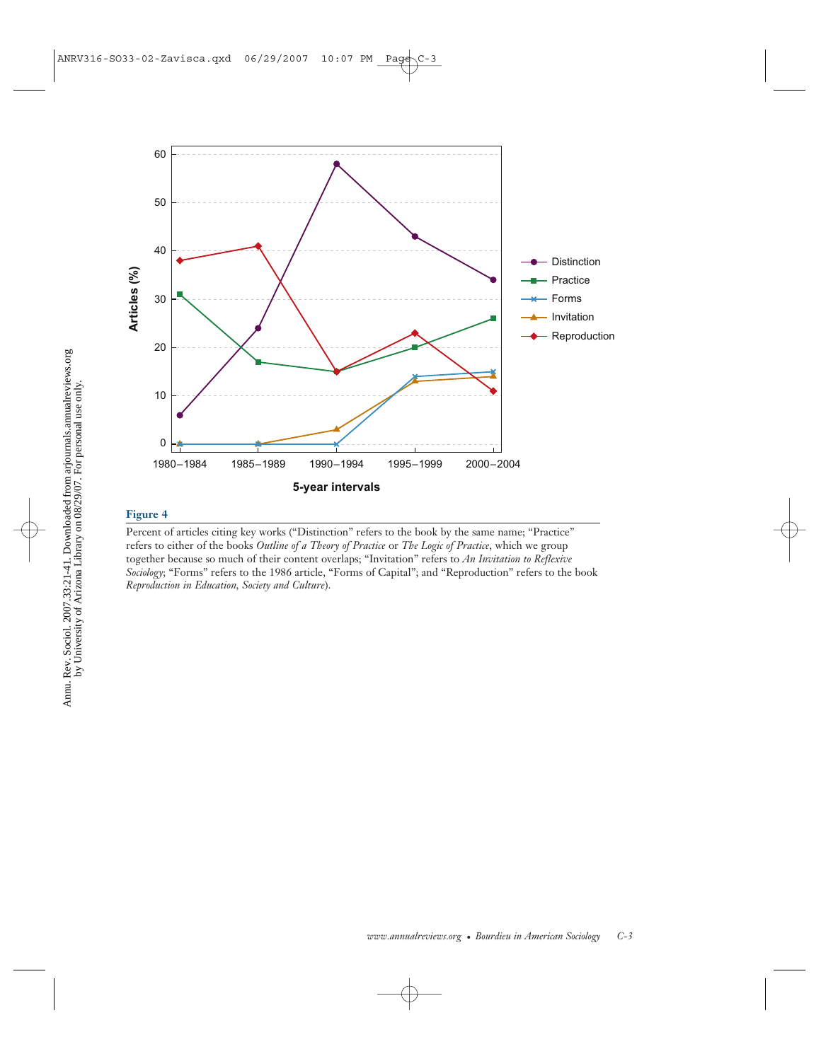**Figure 4**

Percent of articles citing key works ("Distinction" refers to the book by the same name; "Practice" refers to either of the books *Outline of a Theory of Practice* or *The Logic of Practice*, which we group together because so much of their content overlaps; "Invitation" refers to *An Invitation to Reflexive Sociology*; "Forms" refers to the 1986 article, "Forms of Capital"; and "Reproduction" refers to the book *Reproduction in Education, Society and Culture*).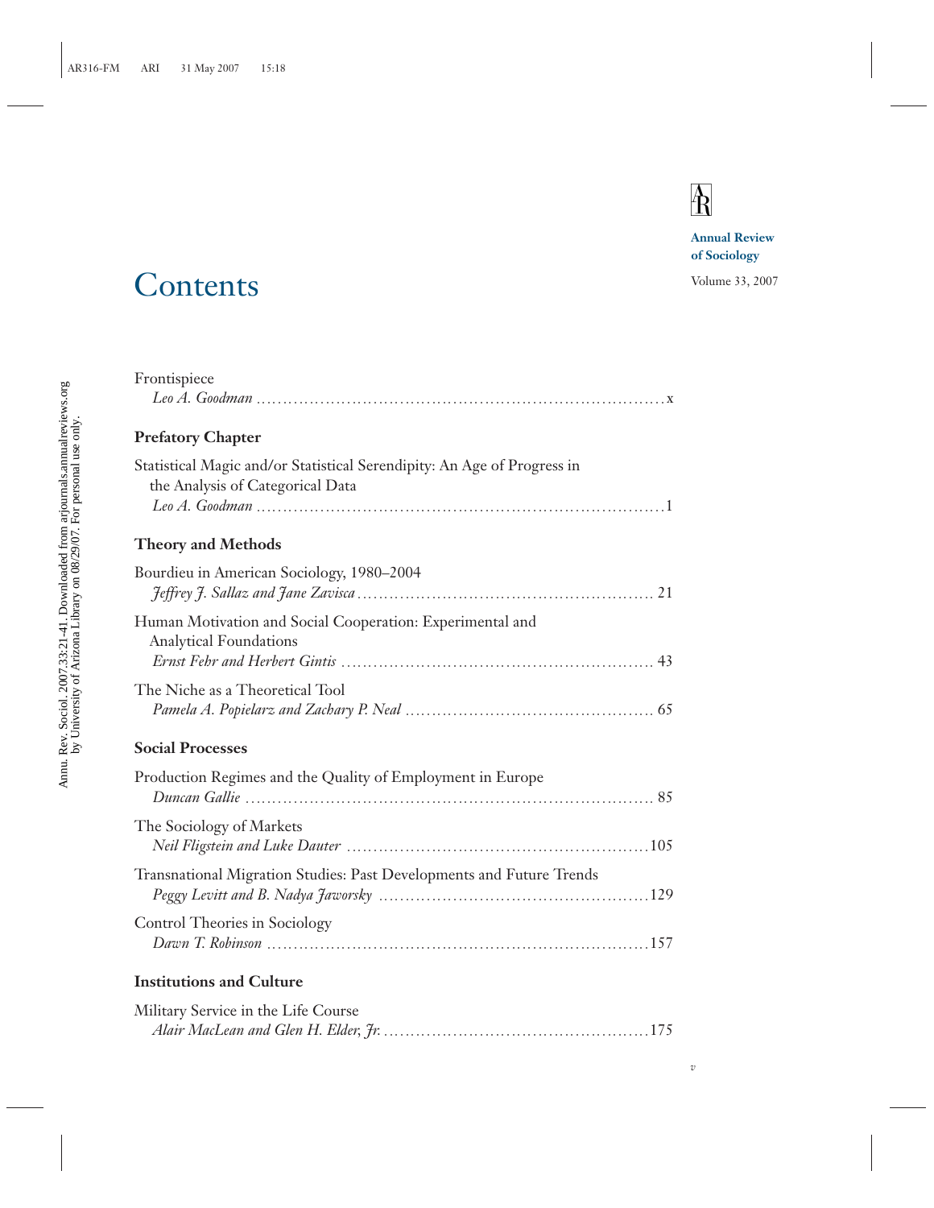Annual Review of Sociology

Volume 33, 2007

# Contents

Frontispiece
*Leo A. Goodman* .......... x

## Prefatory Chapter

Statistical Magic and/or Statistical Serendipity: An Age of Progress in the Analysis of Categorical Data
*Leo A. Goodman* .......... 1

## Theory and Methods

Bourdieu in American Sociology, 1980–2004
*Jeffrey J. Sallaz and Jane Zavisca* .......... 21

Human Motivation and Social Cooperation: Experimental and Analytical Foundations
*Ernst Fehr and Herbert Gintis* .......... 43

The Niche as a Theoretical Tool
*Pamela A. Popielarz and Zachary P. Neal* .......... 65

## Social Processes

Production Regimes and the Quality of Employment in Europe
*Duncan Gallie* .......... 85

The Sociology of Markets
*Neil Fligstein and Luke Dauter* .......... 105

Transnational Migration Studies: Past Developments and Future Trends
*Peggy Levitt and B. Nadya Jaworsky* .......... 129

Control Theories in Sociology
*Dawn T. Robinson* .......... 157

## Institutions and Culture

Military Service in the Life Course
*Alair MacLean and Glen H. Elder, Jr.* .......... 175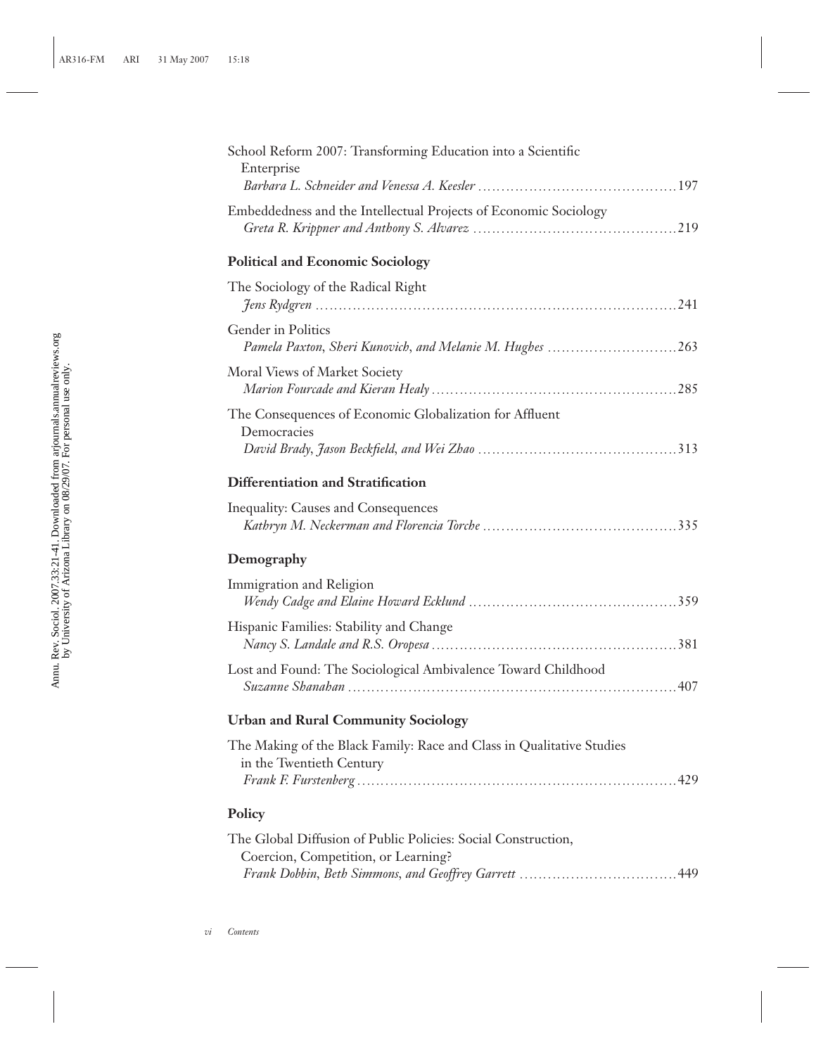School Reform 2007: Transforming Education into a Scientific Enterprise
*Barbara L. Schneider and Venessa A. Keesler* ........................................ 197

Embeddedness and the Intellectual Projects of Economic Sociology
*Greta R. Krippner and Anthony S. Alvarez* ........................................ 219

### Political and Economic Sociology

The Sociology of the Radical Right
*Jens Rydgren* ........................................ 241

Gender in Politics
*Pamela Paxton, Sheri Kunovich, and Melanie M. Hughes* ........................................ 263

Moral Views of Market Society
*Marion Fourcade and Kieran Healy* ........................................ 285

The Consequences of Economic Globalization for Affluent Democracies
*David Brady, Jason Beckfield, and Wei Zhao* ........................................ 313

### Differentiation and Stratification

Inequality: Causes and Consequences
*Kathryn M. Neckerman and Florencia Torche* ........................................ 335

### Demography

Immigration and Religion
*Wendy Cadge and Elaine Howard Ecklund* ........................................ 359

Hispanic Families: Stability and Change
*Nancy S. Landale and R.S. Oropesa* ........................................ 381

Lost and Found: The Sociological Ambivalence Toward Childhood
*Suzanne Shanahan* ........................................ 407

### Urban and Rural Community Sociology

The Making of the Black Family: Race and Class in Qualitative Studies in the Twentieth Century
*Frank F. Furstenberg* ........................................ 429

### Policy

The Global Diffusion of Public Policies: Social Construction, Coercion, Competition, or Learning?
*Frank Dobbin, Beth Simmons, and Geoffrey Garrett* ........................................ 449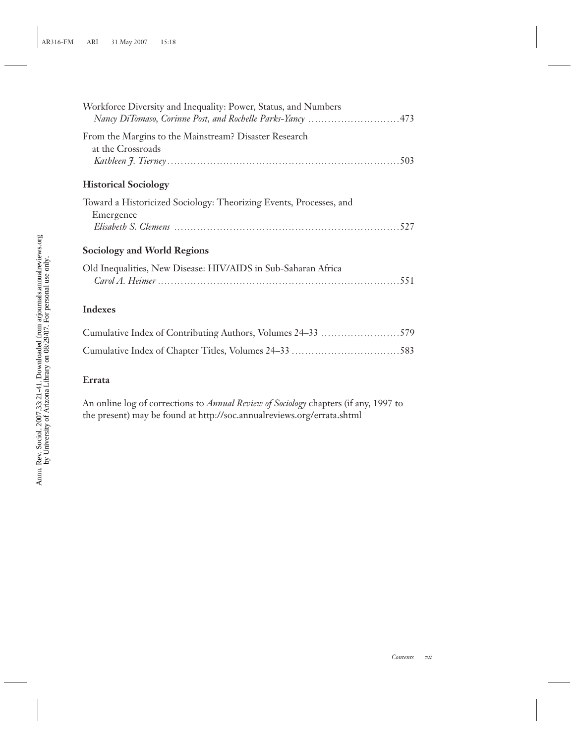Workforce Diversity and Inequality: Power, Status, and Numbers
*Nancy DiTomaso, Corinne Post, and Rochelle Parks-Yancy* ............................473

From the Margins to the Mainstream? Disaster Research at the Crossroads
*Kathleen J. Tierney* ....................................................................503

## Historical Sociology

Toward a Historicized Sociology: Theorizing Events, Processes, and Emergence
*Elisabeth S. Clemens* ....................................................................527

## Sociology and World Regions

Old Inequalities, New Disease: HIV/AIDS in Sub-Saharan Africa
*Carol A. Heimer* ..........................................................................551

## Indexes

Cumulative Index of Contributing Authors, Volumes 24–33 ........................579

Cumulative Index of Chapter Titles, Volumes 24–33 ................................583

## Errata

An online log of corrections to *Annual Review of Sociology* chapters (if any, 1997 to the present) may be found at http://soc.annualreviews.org/errata.shtml